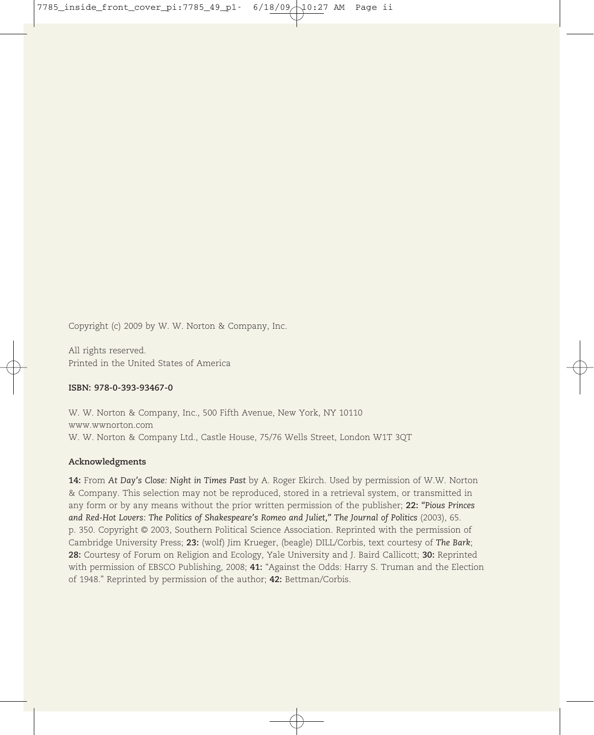Copyright (c) 2009 by W. W. Norton & Company, Inc.

All rights reserved.
Printed in the United States of America

**ISBN: 978-0-393-93467-0**

W. W. Norton & Company, Inc., 500 Fifth Avenue, New York, NY 10110
www.wwnorton.com
W. W. Norton & Company Ltd., Castle House, 75/76 Wells Street, London W1T 3QT

**Acknowledgments**

**14:** From *At Day's Close: Night in Times Past* by A. Roger Ekirch. Used by permission of W.W. Norton & Company. This selection may not be reproduced, stored in a retrieval system, or transmitted in any form or by any means without the prior written permission of the publisher; **22:** *"Pious Princes and Red-Hot Lovers: The Politics of Shakespeare's Romeo and Juliet," The Journal of Politics* (2003), 65. p. 350. Copyright © 2003, Southern Political Science Association. Reprinted with the permission of Cambridge University Press; **23:** (wolf) Jim Krueger, (beagle) DILL/Corbis, text courtesy of *The Bark*; **28:** Courtesy of Forum on Religion and Ecology, Yale University and J. Baird Callicott; **30:** Reprinted with permission of EBSCO Publishing, 2008; **41:** "Against the Odds: Harry S. Truman and the Election of 1948." Reprinted by permission of the author; **42:** Bettman/Corbis.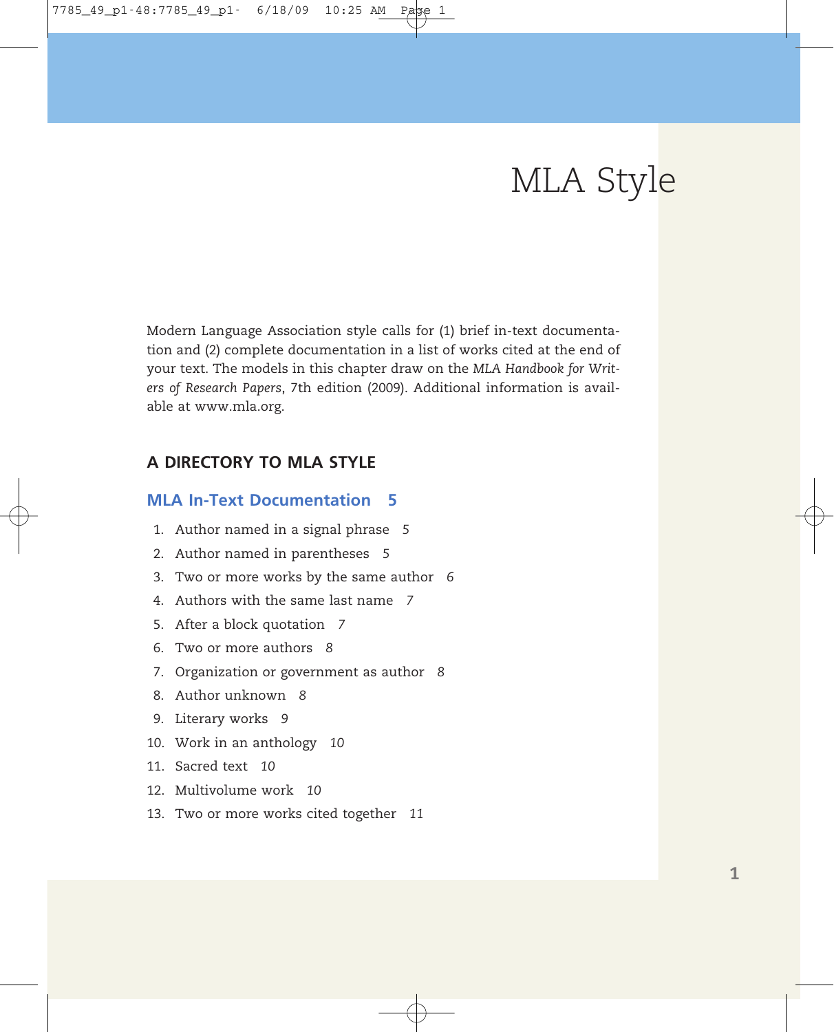# MLA Style

Modern Language Association style calls for (1) brief in-text documentation and (2) complete documentation in a list of works cited at the end of your text. The models in this chapter draw on the *MLA Handbook for Writers of Research Papers*, 7th edition (2009). Additional information is available at www.mla.org.

## A DIRECTORY TO MLA STYLE

### MLA In-Text Documentation 5

1. Author named in a signal phrase *5*
2. Author named in parentheses *5*
3. Two or more works by the same author *6*
4. Authors with the same last name *7*
5. After a block quotation *7*
6. Two or more authors *8*
7. Organization or government as author *8*
8. Author unknown *8*
9. Literary works *9*
10. Work in an anthology *10*
11. Sacred text *10*
12. Multivolume work *10*
13. Two or more works cited together *11*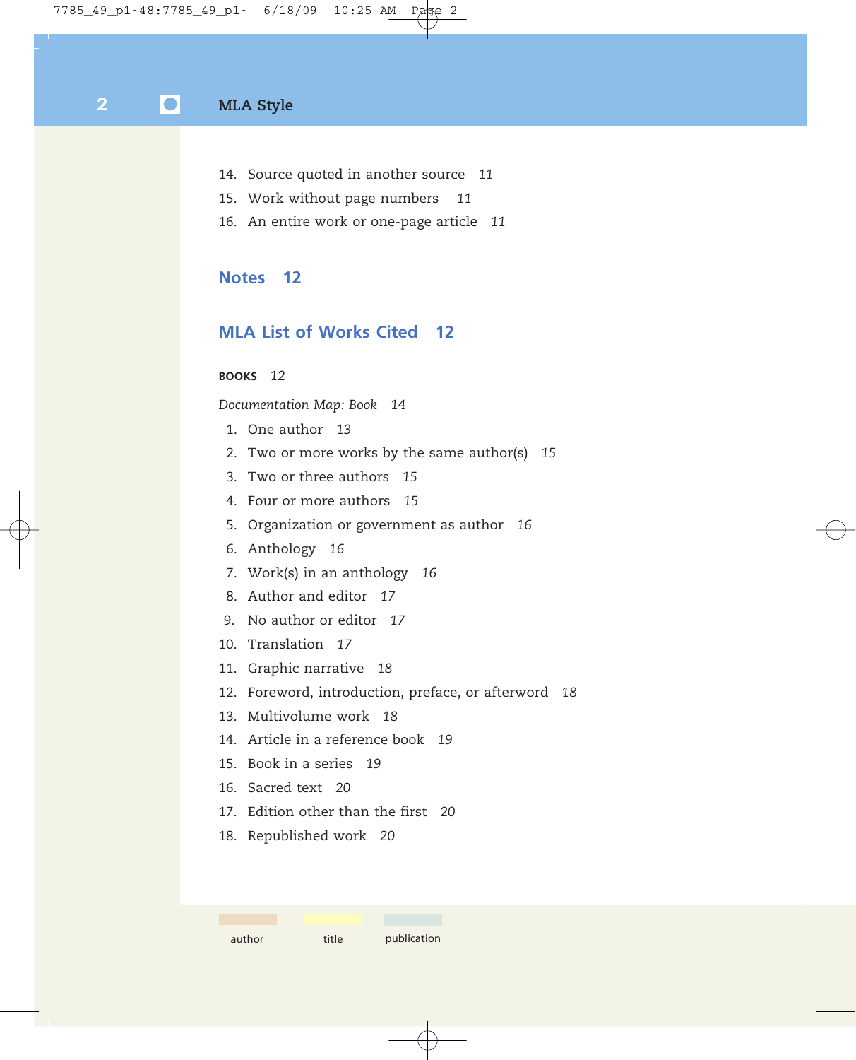14. Source quoted in another source *11*
15. Work without page numbers *11*
16. An entire work or one-page article *11*

## Notes 12

## MLA List of Works Cited 12

**BOOKS** *12*

*Documentation Map: Book 14*

1. One author *13*
2. Two or more works by the same author(s) *15*
3. Two or three authors *15*
4. Four or more authors *15*
5. Organization or government as author *16*
6. Anthology *16*
7. Work(s) in an anthology *16*
8. Author and editor *17*
9. No author or editor *17*
10. Translation *17*
11. Graphic narrative *18*
12. Foreword, introduction, preface, or afterword *18*
13. Multivolume work *18*
14. Article in a reference book *19*
15. Book in a series *19*
16. Sacred text *20*
17. Edition other than the first *20*
18. Republished work *20*

author title publication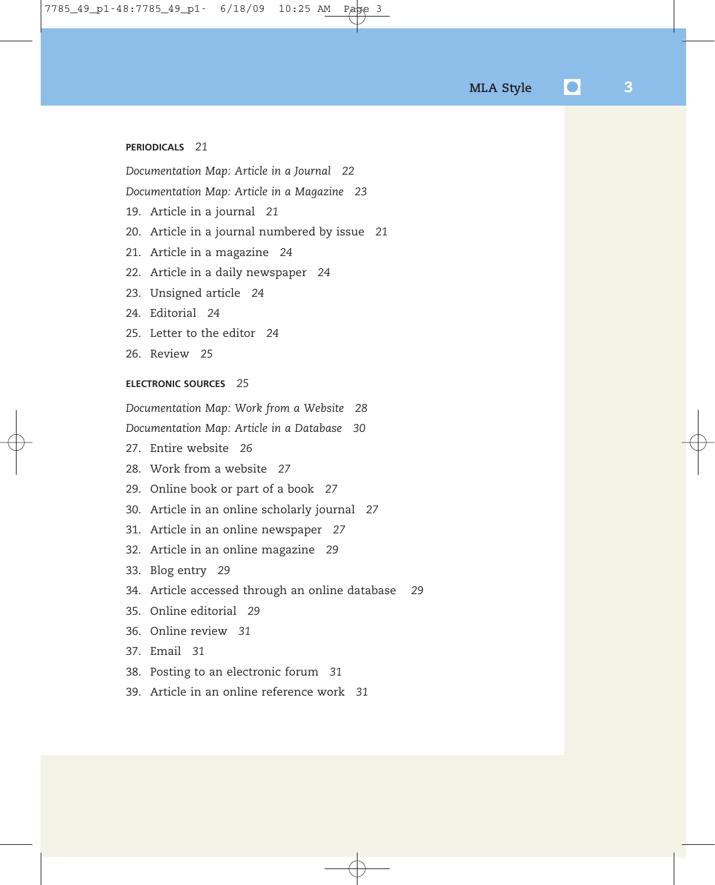**PERIODICALS** *21*

*Documentation Map: Article in a Journal* *22*

*Documentation Map: Article in a Magazine* *23*

19. Article in a journal *21*
20. Article in a journal numbered by issue *21*
21. Article in a magazine *24*
22. Article in a daily newspaper *24*
23. Unsigned article *24*
24. Editorial *24*
25. Letter to the editor *24*
26. Review *25*

**ELECTRONIC SOURCES** *25*

*Documentation Map: Work from a Website* *28*

*Documentation Map: Article in a Database* *30*

27. Entire website *26*
28. Work from a website *27*
29. Online book or part of a book *27*
30. Article in an online scholarly journal *27*
31. Article in an online newspaper *27*
32. Article in an online magazine *29*
33. Blog entry *29*
34. Article accessed through an online database *29*
35. Online editorial *29*
36. Online review *31*
37. Email *31*
38. Posting to an electronic forum *31*
39. Article in an online reference work *31*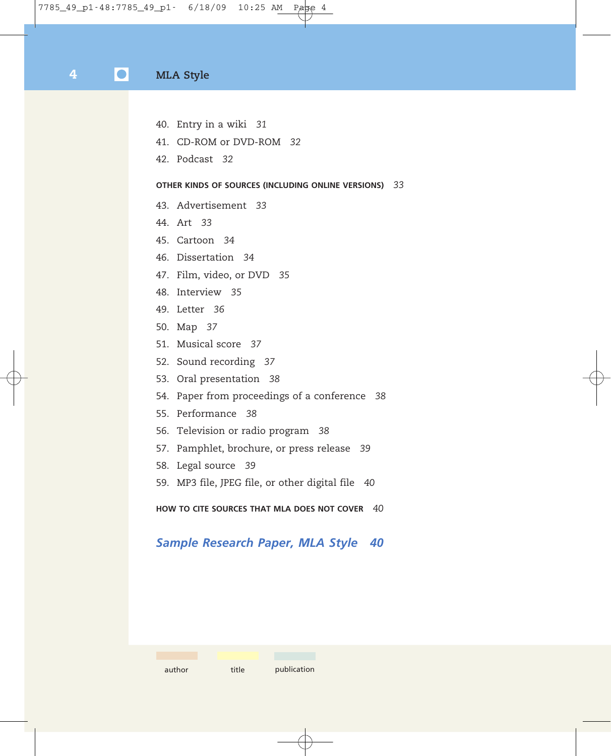40. Entry in a wiki *31*
41. CD-ROM or DVD-ROM *32*
42. Podcast *32*

**OTHER KINDS OF SOURCES (INCLUDING ONLINE VERSIONS)** *33*

43. Advertisement *33*
44. Art *33*
45. Cartoon *34*
46. Dissertation *34*
47. Film, video, or DVD *35*
48. Interview *35*
49. Letter *36*
50. Map *37*
51. Musical score *37*
52. Sound recording *37*
53. Oral presentation *38*
54. Paper from proceedings of a conference *38*
55. Performance *38*
56. Television or radio program *38*
57. Pamphlet, brochure, or press release *39*
58. Legal source *39*
59. MP3 file, JPEG file, or other digital file *40*

**HOW TO CITE SOURCES THAT MLA DOES NOT COVER** *40*

## *Sample Research Paper, MLA Style* *40*

author title publication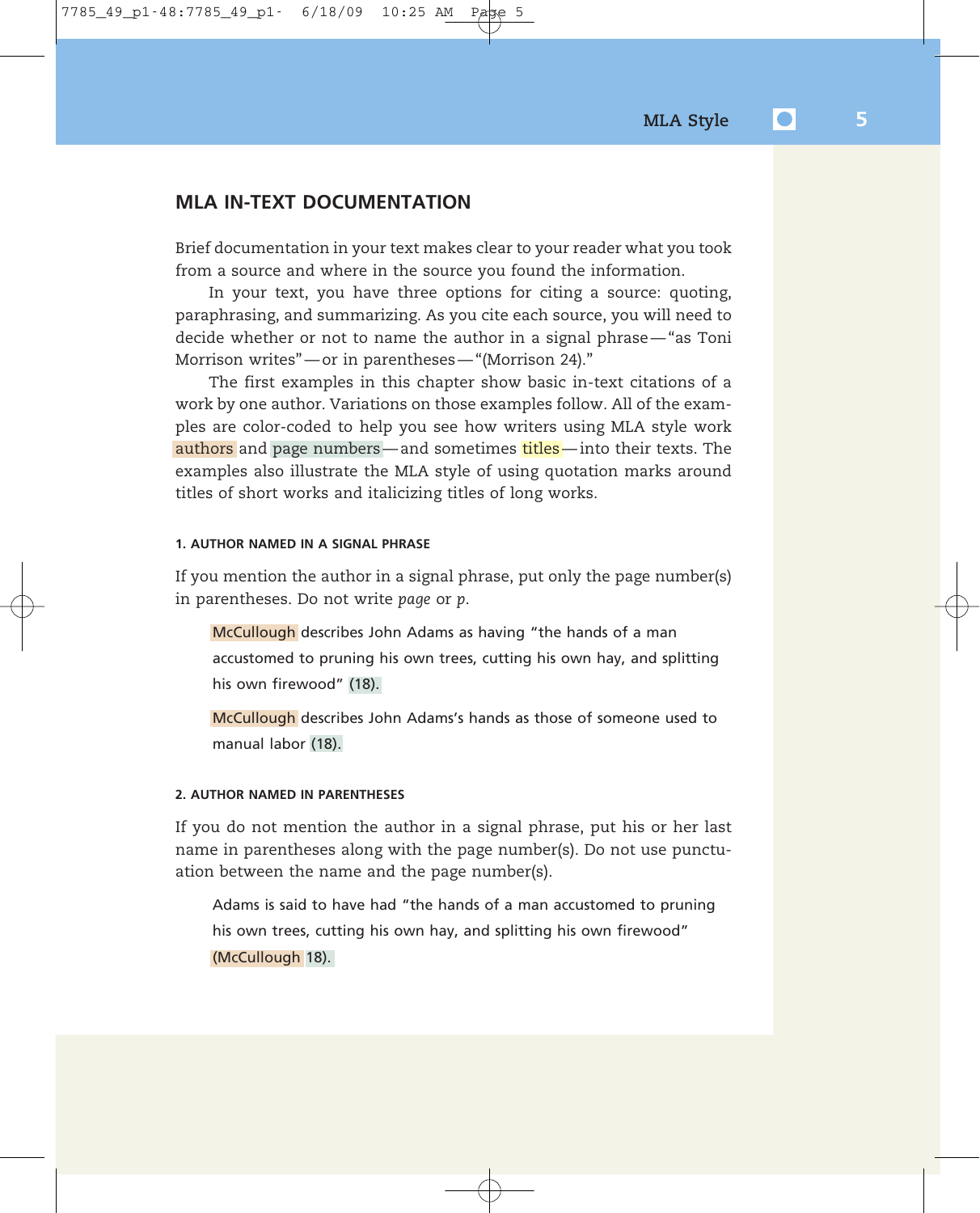## MLA IN-TEXT DOCUMENTATION

Brief documentation in your text makes clear to your reader what you took from a source and where in the source you found the information.

In your text, you have three options for citing a source: quoting, paraphrasing, and summarizing. As you cite each source, you will need to decide whether or not to name the author in a signal phrase—"as Toni Morrison writes"—or in parentheses—"(Morrison 24)."

The first examples in this chapter show basic in-text citations of a work by one author. Variations on those examples follow. All of the examples are color-coded to help you see how writers using MLA style work authors and page numbers—and sometimes titles—into their texts. The examples also illustrate the MLA style of using quotation marks around titles of short works and italicizing titles of long works.

#### 1. AUTHOR NAMED IN A SIGNAL PHRASE

If you mention the author in a signal phrase, put only the page number(s) in parentheses. Do not write *page* or *p*.

> McCullough describes John Adams as having "the hands of a man accustomed to pruning his own trees, cutting his own hay, and splitting his own firewood" (18).

> McCullough describes John Adams's hands as those of someone used to manual labor (18).

#### 2. AUTHOR NAMED IN PARENTHESES

If you do not mention the author in a signal phrase, put his or her last name in parentheses along with the page number(s). Do not use punctuation between the name and the page number(s).

> Adams is said to have had "the hands of a man accustomed to pruning his own trees, cutting his own hay, and splitting his own firewood" (McCullough 18).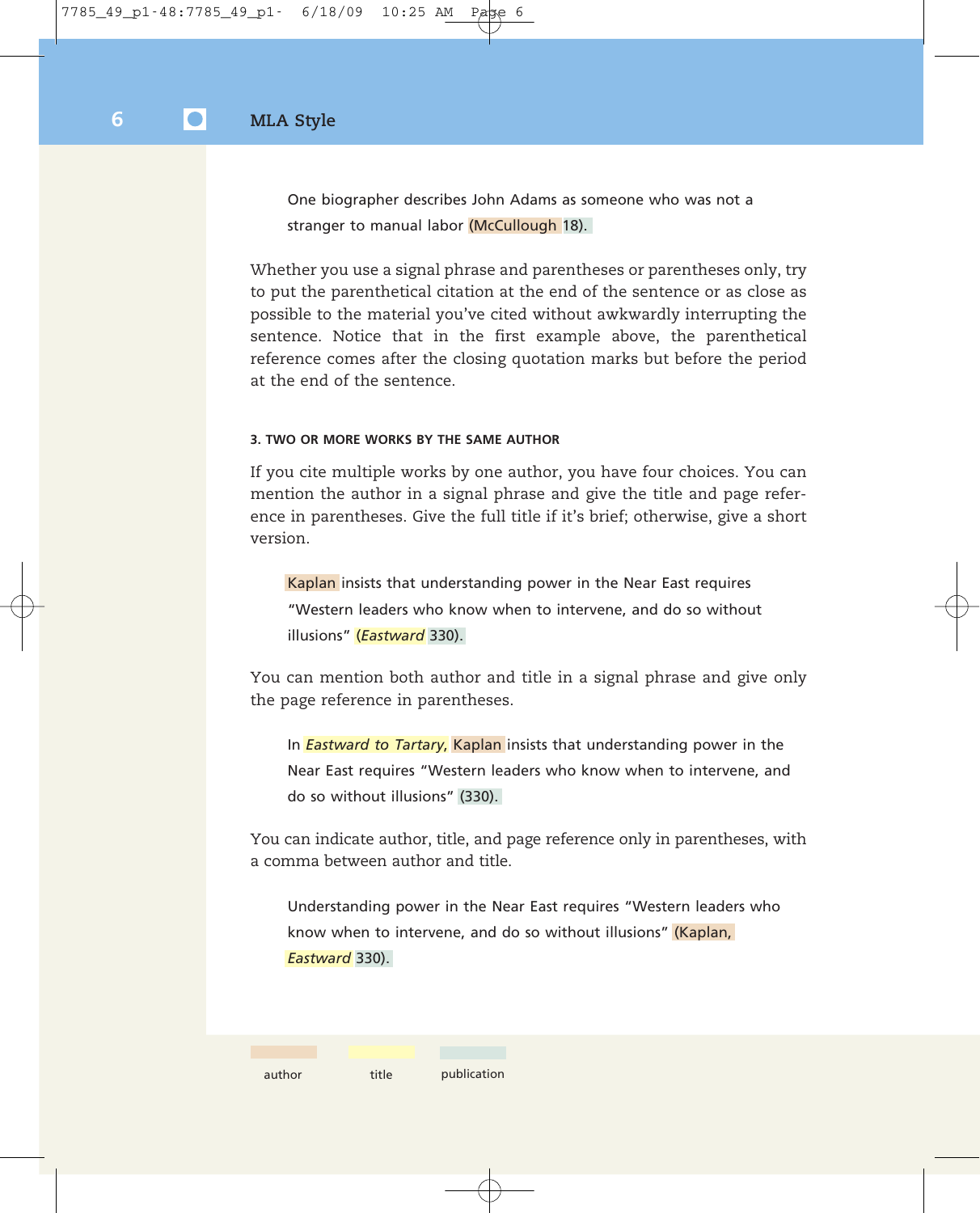One biographer describes John Adams as someone who was not a stranger to manual labor (McCullough 18).

Whether you use a signal phrase and parentheses or parentheses only, try to put the parenthetical citation at the end of the sentence or as close as possible to the material you've cited without awkwardly interrupting the sentence. Notice that in the first example above, the parenthetical reference comes after the closing quotation marks but before the period at the end of the sentence.

#### 3. TWO OR MORE WORKS BY THE SAME AUTHOR

If you cite multiple works by one author, you have four choices. You can mention the author in a signal phrase and give the title and page reference in parentheses. Give the full title if it's brief; otherwise, give a short version.

Kaplan insists that understanding power in the Near East requires "Western leaders who know when to intervene, and do so without illusions" (*Eastward* 330).

You can mention both author and title in a signal phrase and give only the page reference in parentheses.

In *Eastward to Tartary*, Kaplan insists that understanding power in the Near East requires "Western leaders who know when to intervene, and do so without illusions" (330).

You can indicate author, title, and page reference only in parentheses, with a comma between author and title.

Understanding power in the Near East requires "Western leaders who know when to intervene, and do so without illusions" (Kaplan, *Eastward* 330).

author  title  publication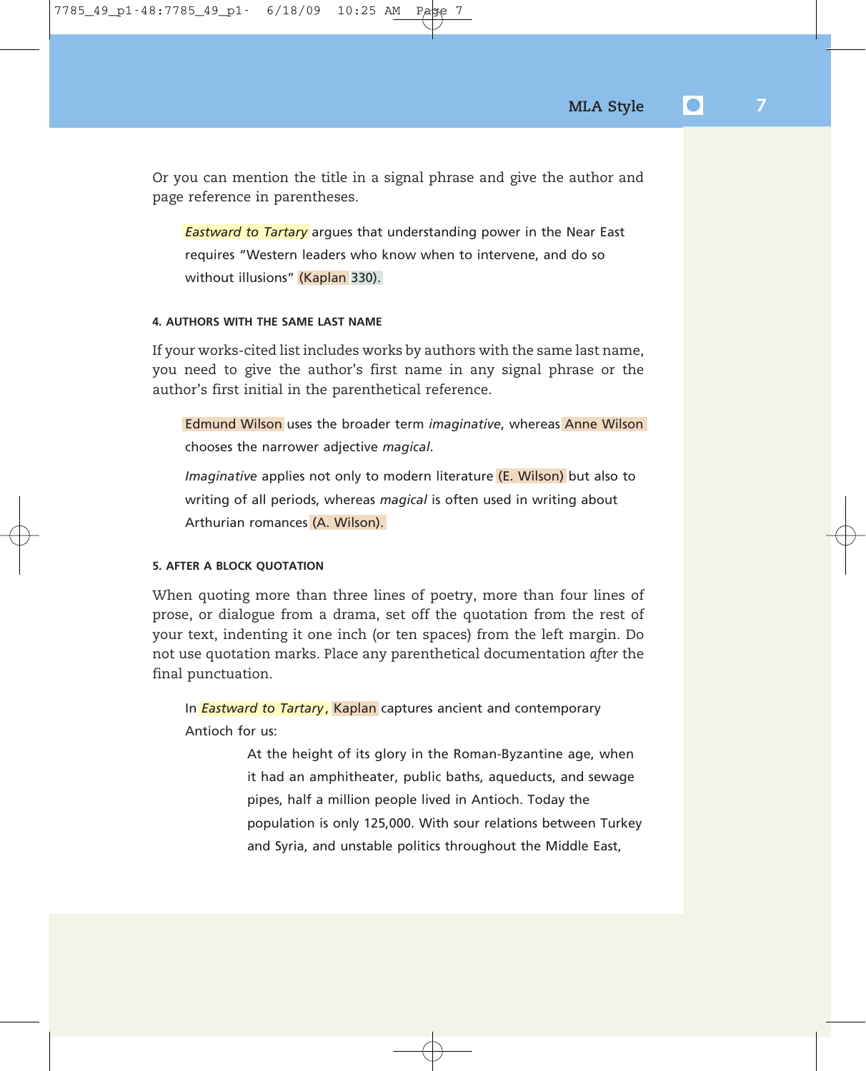Or you can mention the title in a signal phrase and give the author and page reference in parentheses.

> *Eastward to Tartary* argues that understanding power in the Near East requires "Western leaders who know when to intervene, and do so without illusions" (Kaplan 330).

#### 4. AUTHORS WITH THE SAME LAST NAME

If your works-cited list includes works by authors with the same last name, you need to give the author's first name in any signal phrase or the author's first initial in the parenthetical reference.

> Edmund Wilson uses the broader term *imaginative*, whereas Anne Wilson chooses the narrower adjective *magical*.

> *Imaginative* applies not only to modern literature (E. Wilson) but also to writing of all periods, whereas *magical* is often used in writing about Arthurian romances (A. Wilson).

#### 5. AFTER A BLOCK QUOTATION

When quoting more than three lines of poetry, more than four lines of prose, or dialogue from a drama, set off the quotation from the rest of your text, indenting it one inch (or ten spaces) from the left margin. Do not use quotation marks. Place any parenthetical documentation *after* the final punctuation.

> In *Eastward to Tartary*, Kaplan captures ancient and contemporary Antioch for us:
>
> > At the height of its glory in the Roman-Byzantine age, when it had an amphitheater, public baths, aqueducts, and sewage pipes, half a million people lived in Antioch. Today the population is only 125,000. With sour relations between Turkey and Syria, and unstable politics throughout the Middle East,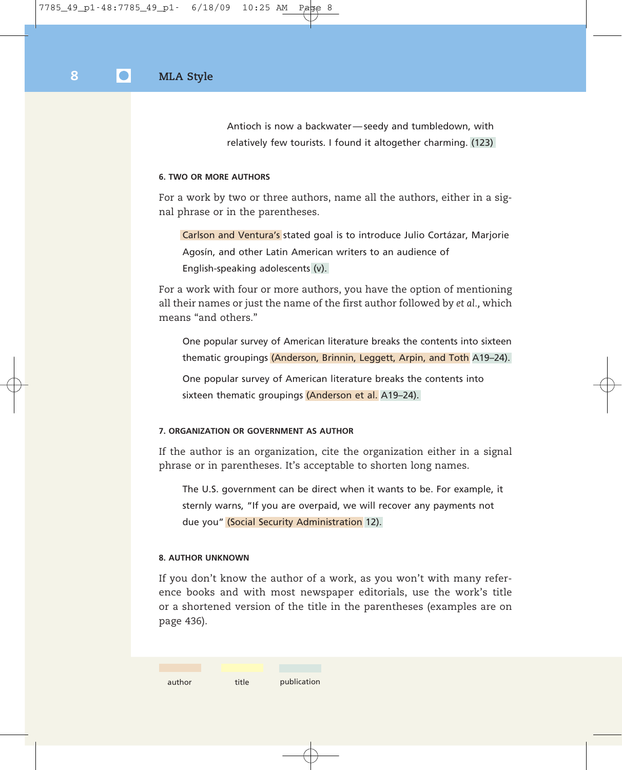> Antioch is now a backwater—seedy and tumbledown, with relatively few tourists. I found it altogether charming. (123)

#### 6. TWO OR MORE AUTHORS

For a work by two or three authors, name all the authors, either in a signal phrase or in the parentheses.

> Carlson and Ventura's stated goal is to introduce Julio Cortázar, Marjorie Agosín, and other Latin American writers to an audience of English-speaking adolescents (v).

For a work with four or more authors, you have the option of mentioning all their names or just the name of the first author followed by *et al.*, which means "and others."

> One popular survey of American literature breaks the contents into sixteen thematic groupings (Anderson, Brinnin, Leggett, Arpin, and Toth A19–24).

> One popular survey of American literature breaks the contents into sixteen thematic groupings (Anderson et al. A19–24).

#### 7. ORGANIZATION OR GOVERNMENT AS AUTHOR

If the author is an organization, cite the organization either in a signal phrase or in parentheses. It's acceptable to shorten long names.

> The U.S. government can be direct when it wants to be. For example, it sternly warns, "If you are overpaid, we will recover any payments not due you" (Social Security Administration 12).

#### 8. AUTHOR UNKNOWN

If you don't know the author of a work, as you won't with many reference books and with most newspaper editorials, use the work's title or a shortened version of the title in the parentheses (examples are on page 436).

author    title    publication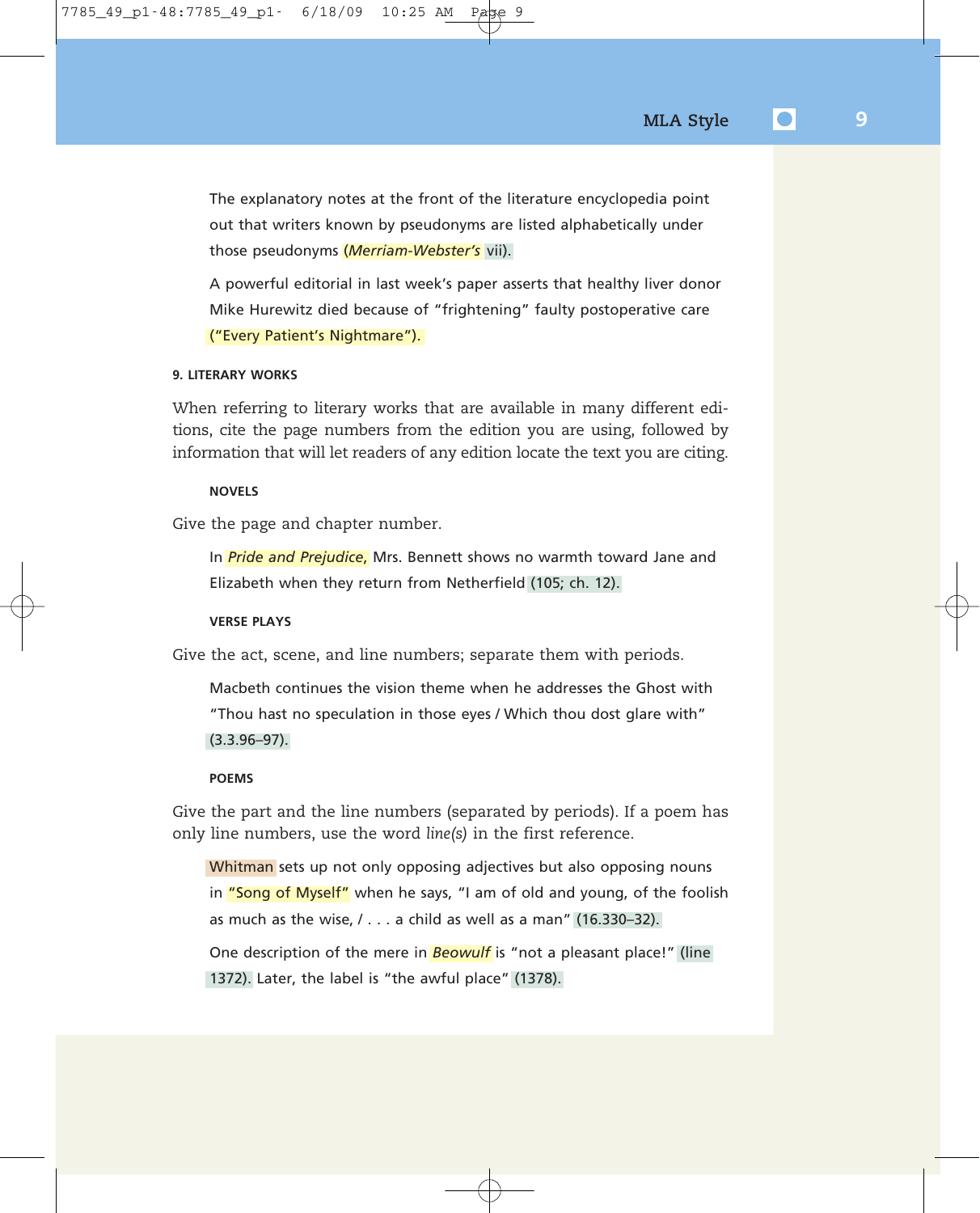The explanatory notes at the front of the literature encyclopedia point out that writers known by pseudonyms are listed alphabetically under those pseudonyms (*Merriam-Webster's* vii).

A powerful editorial in last week's paper asserts that healthy liver donor Mike Hurewitz died because of "frightening" faulty postoperative care ("Every Patient's Nightmare").

#### 9. LITERARY WORKS

When referring to literary works that are available in many different editions, cite the page numbers from the edition you are using, followed by information that will let readers of any edition locate the text you are citing.

##### NOVELS

Give the page and chapter number.

In *Pride and Prejudice*, Mrs. Bennett shows no warmth toward Jane and Elizabeth when they return from Netherfield (105; ch. 12).

##### VERSE PLAYS

Give the act, scene, and line numbers; separate them with periods.

Macbeth continues the vision theme when he addresses the Ghost with "Thou hast no speculation in those eyes / Which thou dost glare with" (3.3.96–97).

##### POEMS

Give the part and the line numbers (separated by periods). If a poem has only line numbers, use the word *line(s)* in the first reference.

Whitman sets up not only opposing adjectives but also opposing nouns in "Song of Myself" when he says, "I am of old and young, of the foolish as much as the wise, / . . . a child as well as a man" (16.330–32).

One description of the mere in *Beowulf* is "not a pleasant place!" (line 1372). Later, the label is "the awful place" (1378).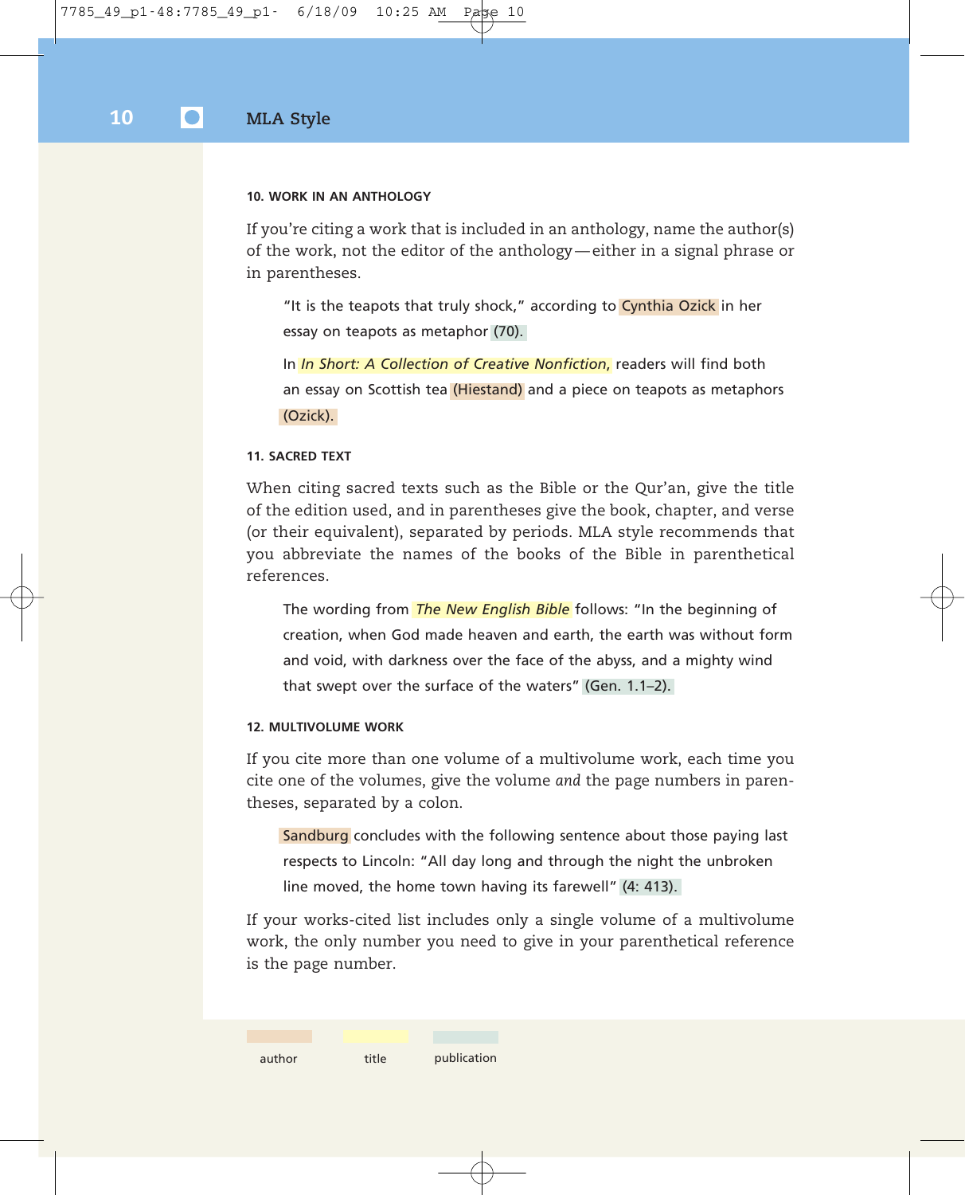#### 10. WORK IN AN ANTHOLOGY

If you're citing a work that is included in an anthology, name the author(s) of the work, not the editor of the anthology—either in a signal phrase or in parentheses.

> "It is the teapots that truly shock," according to Cynthia Ozick in her essay on teapots as metaphor (70).

> In *In Short: A Collection of Creative Nonfiction,* readers will find both an essay on Scottish tea (Hiestand) and a piece on teapots as metaphors (Ozick).

#### 11. SACRED TEXT

When citing sacred texts such as the Bible or the Qur'an, give the title of the edition used, and in parentheses give the book, chapter, and verse (or their equivalent), separated by periods. MLA style recommends that you abbreviate the names of the books of the Bible in parenthetical references.

> The wording from *The New English Bible* follows: "In the beginning of creation, when God made heaven and earth, the earth was without form and void, with darkness over the face of the abyss, and a mighty wind that swept over the surface of the waters" (Gen. 1.1–2).

#### 12. MULTIVOLUME WORK

If you cite more than one volume of a multivolume work, each time you cite one of the volumes, give the volume *and* the page numbers in parentheses, separated by a colon.

> Sandburg concludes with the following sentence about those paying last respects to Lincoln: "All day long and through the night the unbroken line moved, the home town having its farewell" (4: 413).

If your works-cited list includes only a single volume of a multivolume work, the only number you need to give in your parenthetical reference is the page number.

author | title | publication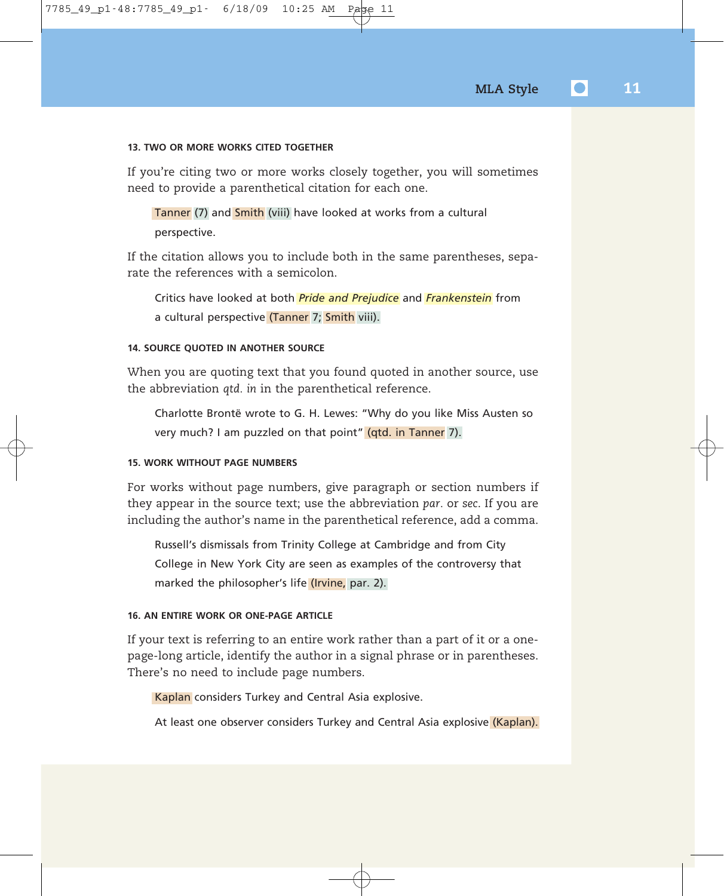#### 13. TWO OR MORE WORKS CITED TOGETHER

If you're citing two or more works closely together, you will sometimes need to provide a parenthetical citation for each one.

> Tanner (7) and Smith (viii) have looked at works from a cultural perspective.

If the citation allows you to include both in the same parentheses, separate the references with a semicolon.

> Critics have looked at both *Pride and Prejudice* and *Frankenstein* from a cultural perspective (Tanner 7; Smith viii).

#### 14. SOURCE QUOTED IN ANOTHER SOURCE

When you are quoting text that you found quoted in another source, use the abbreviation *qtd. in* in the parenthetical reference.

> Charlotte Brontë wrote to G. H. Lewes: "Why do you like Miss Austen so very much? I am puzzled on that point" (qtd. in Tanner 7).

#### 15. WORK WITHOUT PAGE NUMBERS

For works without page numbers, give paragraph or section numbers if they appear in the source text; use the abbreviation *par.* or *sec.* If you are including the author's name in the parenthetical reference, add a comma.

> Russell's dismissals from Trinity College at Cambridge and from City College in New York City are seen as examples of the controversy that marked the philosopher's life (Irvine, par. 2).

#### 16. AN ENTIRE WORK OR ONE-PAGE ARTICLE

If your text is referring to an entire work rather than a part of it or a one-page-long article, identify the author in a signal phrase or in parentheses. There's no need to include page numbers.

> Kaplan considers Turkey and Central Asia explosive.

> At least one observer considers Turkey and Central Asia explosive (Kaplan).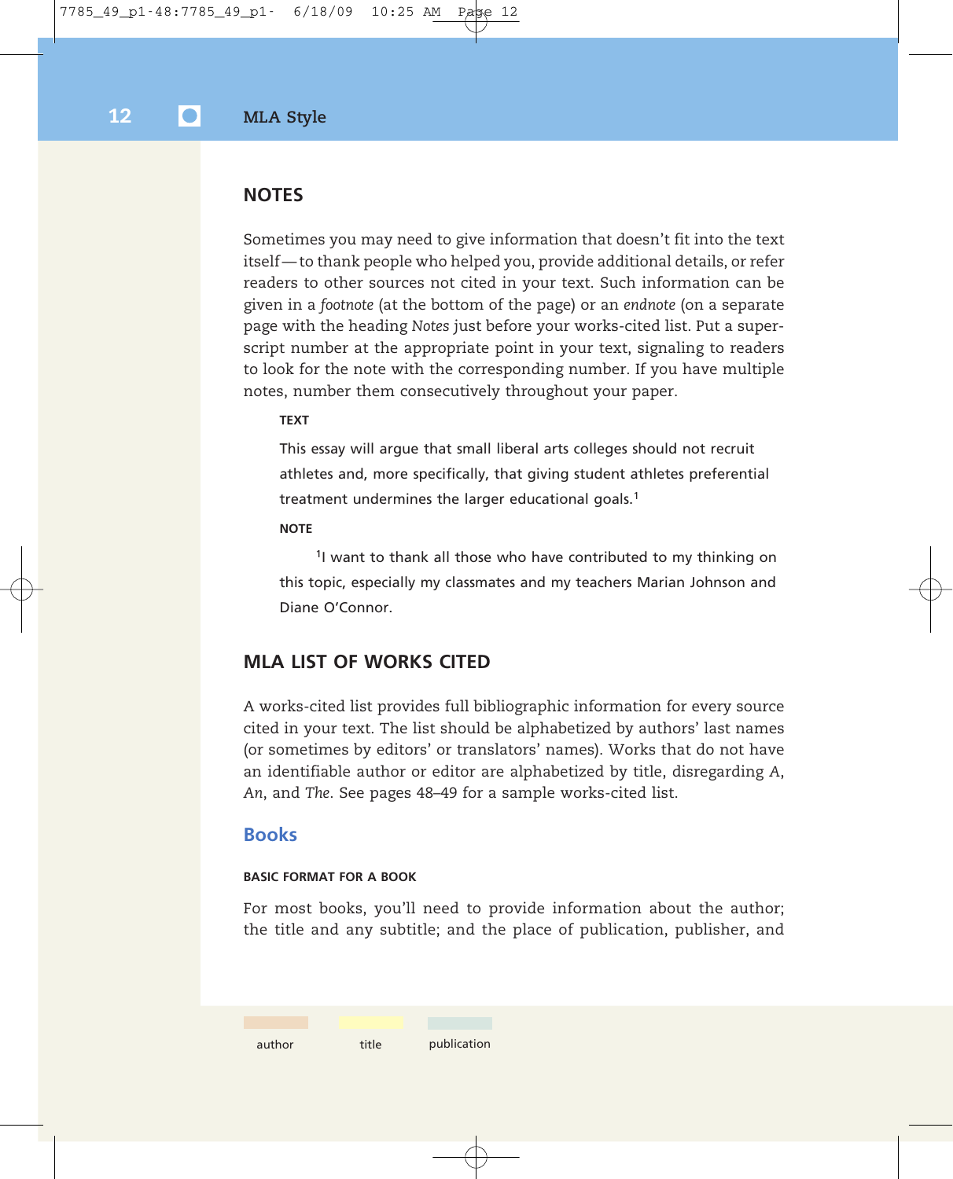## NOTES

Sometimes you may need to give information that doesn't fit into the text itself — to thank people who helped you, provide additional details, or refer readers to other sources not cited in your text. Such information can be given in a *footnote* (at the bottom of the page) or an *endnote* (on a separate page with the heading *Notes* just before your works-cited list. Put a superscript number at the appropriate point in your text, signaling to readers to look for the note with the corresponding number. If you have multiple notes, number them consecutively throughout your paper.

**TEXT**

> This essay will argue that small liberal arts colleges should not recruit athletes and, more specifically, that giving student athletes preferential treatment undermines the larger educational goals.[1]

**NOTE**

> [1]I want to thank all those who have contributed to my thinking on this topic, especially my classmates and my teachers Marian Johnson and Diane O'Connor.

## MLA LIST OF WORKS CITED

A works-cited list provides full bibliographic information for every source cited in your text. The list should be alphabetized by authors' last names (or sometimes by editors' or translators' names). Works that do not have an identifiable author or editor are alphabetized by title, disregarding *A*, *An*, and *The*. See pages 48–49 for a sample works-cited list.

### Books

**BASIC FORMAT FOR A BOOK**

For most books, you'll need to provide information about the author; the title and any subtitle; and the place of publication, publisher, and

author | title | publication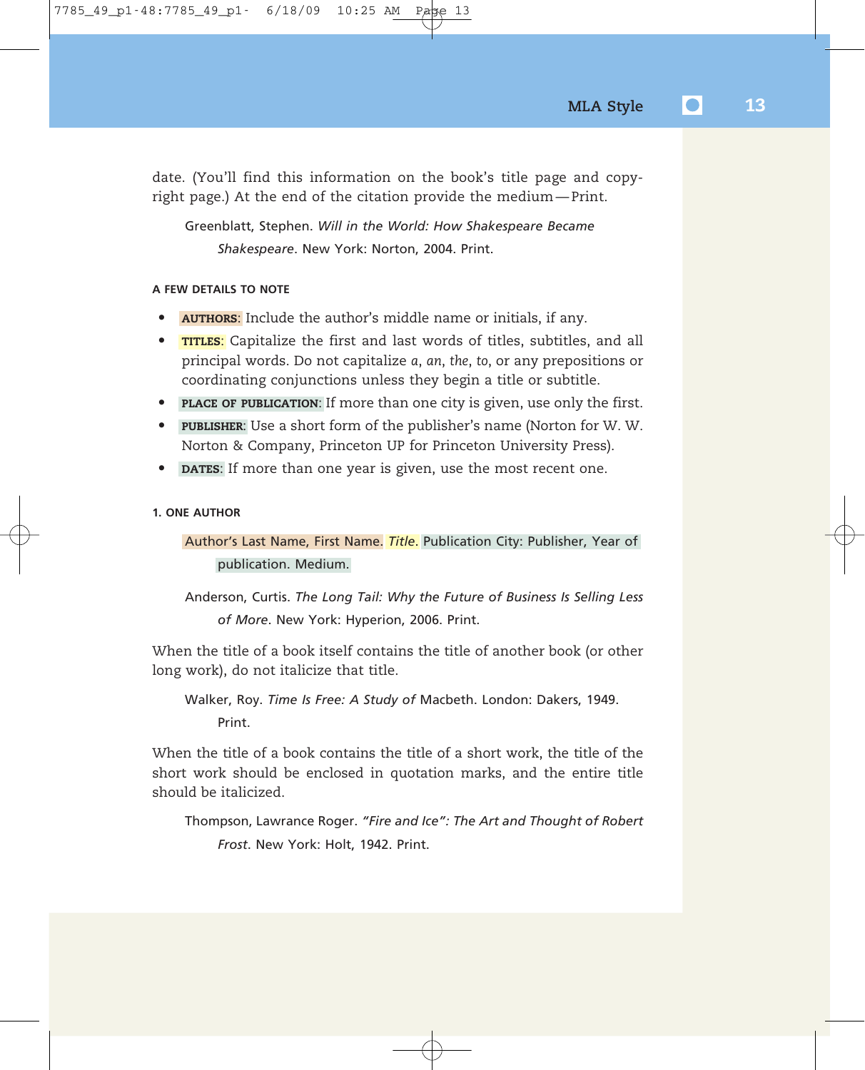date. (You'll find this information on the book's title page and copyright page.) At the end of the citation provide the medium—Print.

> Greenblatt, Stephen. *Will in the World: How Shakespeare Became Shakespeare*. New York: Norton, 2004. Print.

#### A FEW DETAILS TO NOTE

- **AUTHORS**: Include the author's middle name or initials, if any.
- **TITLES**: Capitalize the first and last words of titles, subtitles, and all principal words. Do not capitalize *a*, *an*, *the*, *to*, or any prepositions or coordinating conjunctions unless they begin a title or subtitle.
- **PLACE OF PUBLICATION**: If more than one city is given, use only the first.
- **PUBLISHER**: Use a short form of the publisher's name (Norton for W. W. Norton & Company, Princeton UP for Princeton University Press).
- **DATES**: If more than one year is given, use the most recent one.

#### 1. ONE AUTHOR

> Author's Last Name, First Name. *Title*. Publication City: Publisher, Year of publication. Medium.

> Anderson, Curtis. *The Long Tail: Why the Future of Business Is Selling Less of More*. New York: Hyperion, 2006. Print.

When the title of a book itself contains the title of another book (or other long work), do not italicize that title.

> Walker, Roy. *Time Is Free: A Study of* Macbeth. London: Dakers, 1949. Print.

When the title of a book contains the title of a short work, the title of the short work should be enclosed in quotation marks, and the entire title should be italicized.

> Thompson, Lawrance Roger. *"Fire and Ice": The Art and Thought of Robert Frost*. New York: Holt, 1942. Print.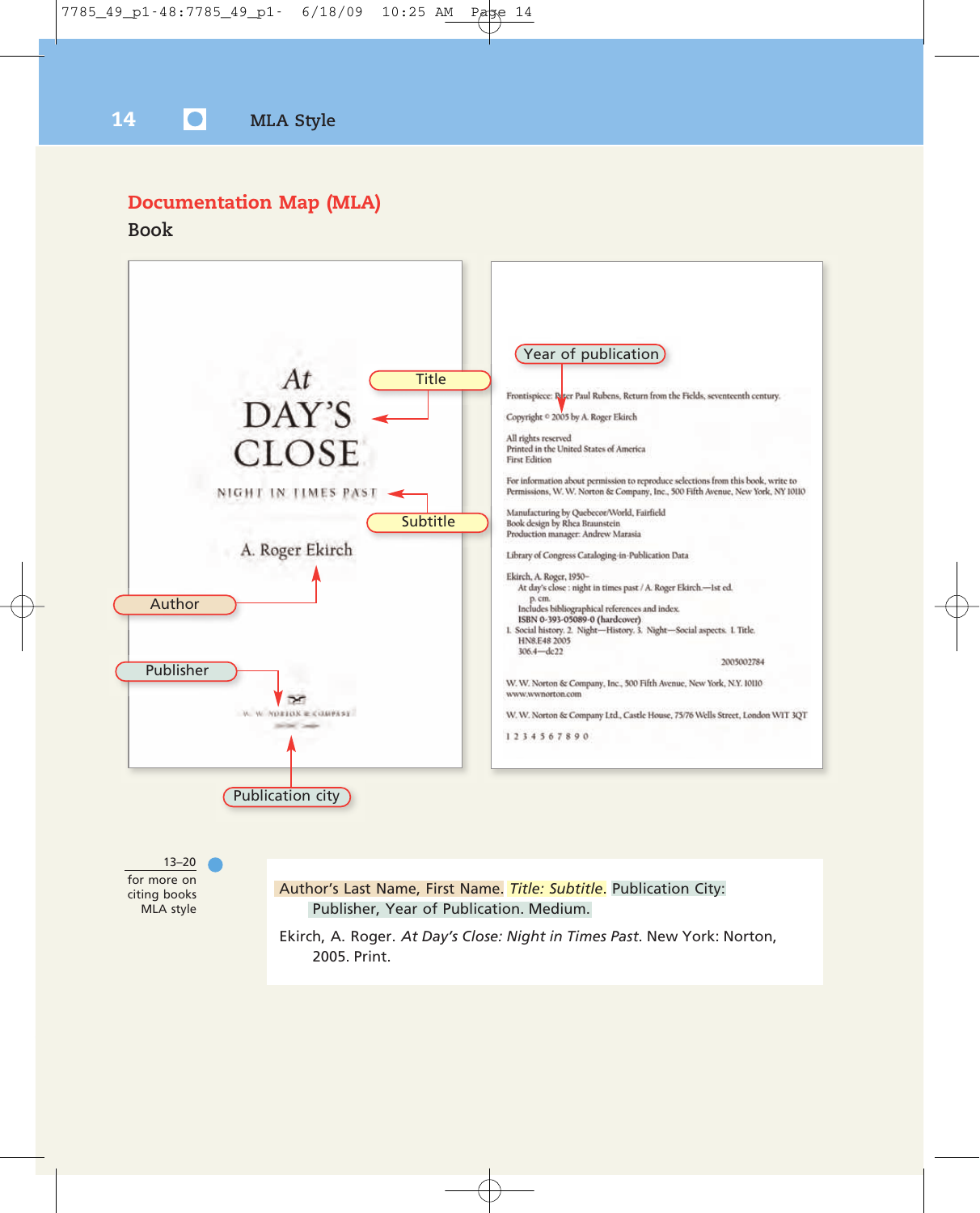## Documentation Map (MLA)

### Book

At
DAY'S
CLOSE

NIGHT IN TIMES PAST

A. Roger Ekirch

W. W. NORTON & COMPANY

Title

Subtitle

Author

Publisher

Publication city

Year of publication

Frontispiece: Peter Paul Rubens, Return from the Fields, seventeenth century.

Copyright © 2005 by A. Roger Ekirch

All rights reserved
Printed in the United States of America
First Edition

For information about permission to reproduce selections from this book, write to Permissions, W. W. Norton & Company, Inc., 500 Fifth Avenue, New York, NY 10110

Manufacturing by Quebecor/World, Fairfield
Book design by Rhea Braunstein
Production manager: Andrew Marasia

Library of Congress Cataloging-in-Publication Data

Ekirch, A. Roger, 1950–
At day's close : night in times past / A. Roger Ekirch.—1st ed.
p. cm.
Includes bibliographical references and index.
**ISBN 0-393-05089-0 (hardcover)**
1. Social history. 2. Night—History. 3. Night—Social aspects. I. Title.
HN8.E48 2005
306.4—dc22

2005002784

W. W. Norton & Company, Inc., 500 Fifth Avenue, New York, N.Y. 10110
www.wwnorton.com

W. W. Norton & Company Ltd., Castle House, 75/76 Wells Street, London W1T 3QT

1 2 3 4 5 6 7 8 9 0

13–20 for more on citing books MLA style

Author's Last Name, First Name. *Title: Subtitle*. Publication City: Publisher, Year of Publication. Medium.

Ekirch, A. Roger. *At Day's Close: Night in Times Past*. New York: Norton, 2005. Print.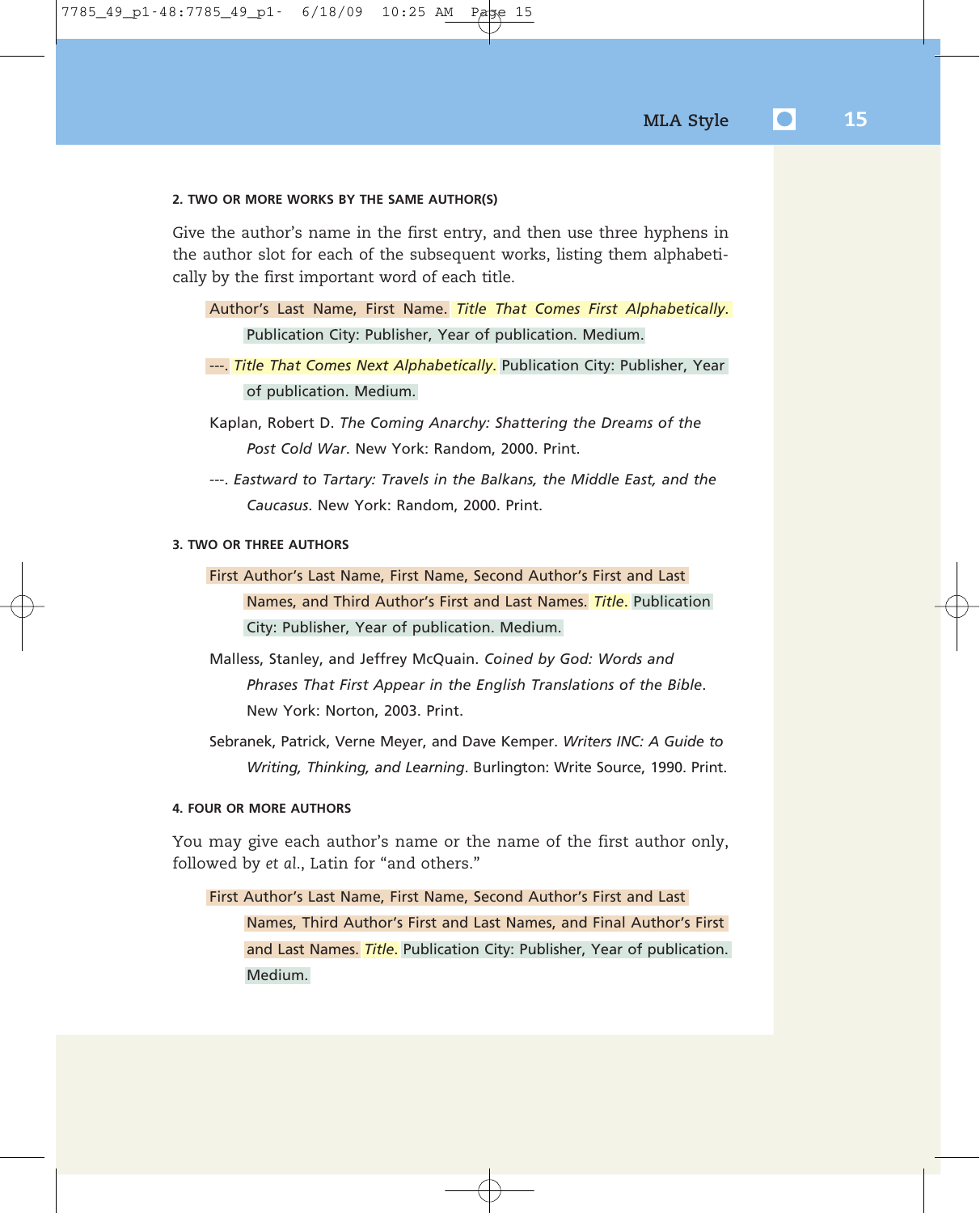#### 2. TWO OR MORE WORKS BY THE SAME AUTHOR(S)

Give the author's name in the first entry, and then use three hyphens in the author slot for each of the subsequent works, listing them alphabetically by the first important word of each title.

> Author's Last Name, First Name. *Title That Comes First Alphabetically.* Publication City: Publisher, Year of publication. Medium.
>
> ---. *Title That Comes Next Alphabetically*. Publication City: Publisher, Year of publication. Medium.
>
> Kaplan, Robert D. *The Coming Anarchy: Shattering the Dreams of the Post Cold War*. New York: Random, 2000. Print.
>
> ---. *Eastward to Tartary: Travels in the Balkans, the Middle East, and the Caucasus*. New York: Random, 2000. Print.

#### 3. TWO OR THREE AUTHORS

> First Author's Last Name, First Name, Second Author's First and Last Names, and Third Author's First and Last Names. *Title*. Publication City: Publisher, Year of publication. Medium.
>
> Malless, Stanley, and Jeffrey McQuain. *Coined by God: Words and Phrases That First Appear in the English Translations of the Bible*. New York: Norton, 2003. Print.
>
> Sebranek, Patrick, Verne Meyer, and Dave Kemper. *Writers INC: A Guide to Writing, Thinking, and Learning*. Burlington: Write Source, 1990. Print.

#### 4. FOUR OR MORE AUTHORS

You may give each author's name or the name of the first author only, followed by *et al*., Latin for "and others."

> First Author's Last Name, First Name, Second Author's First and Last Names, Third Author's First and Last Names, and Final Author's First and Last Names. *Title*. Publication City: Publisher, Year of publication. Medium.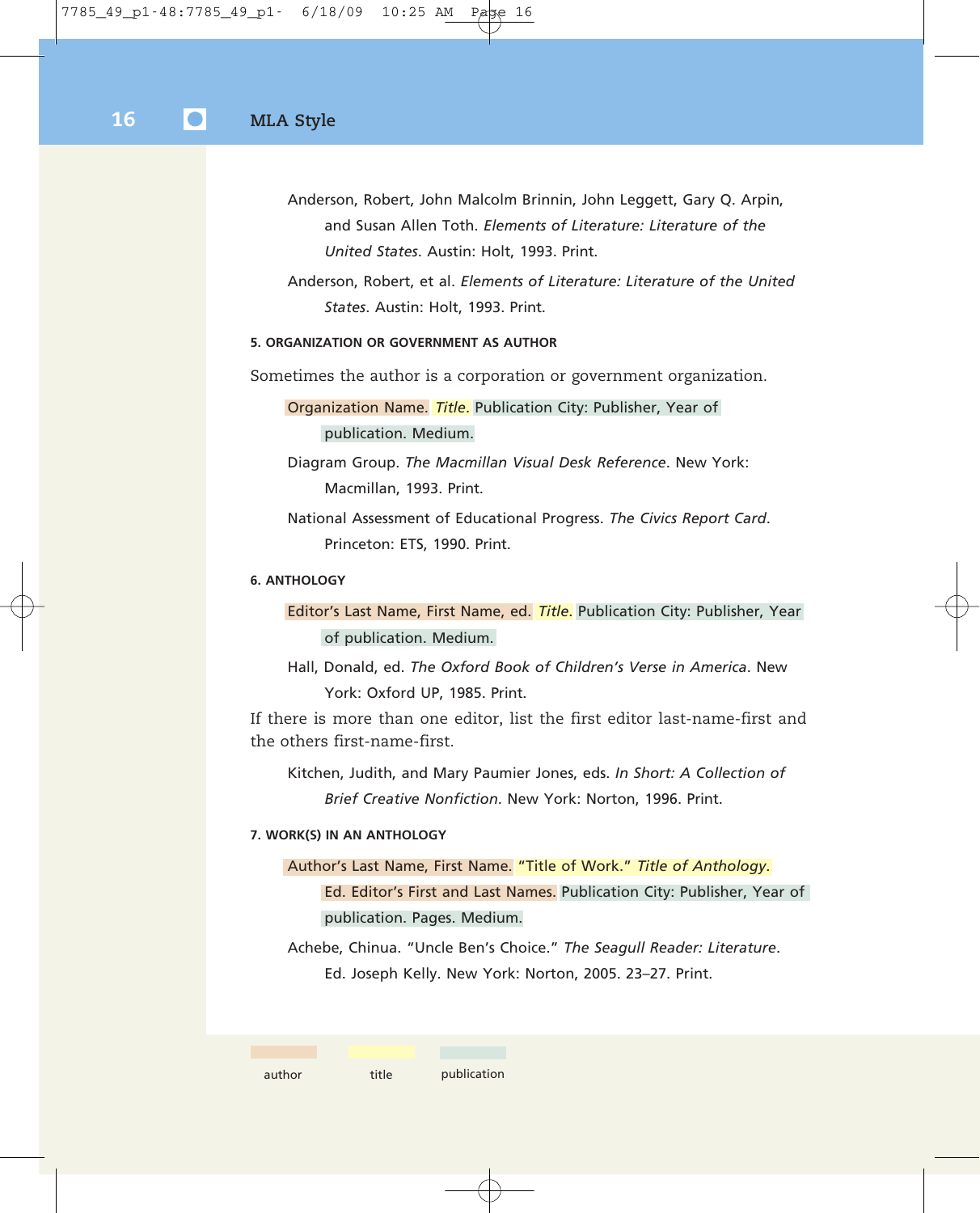Anderson, Robert, John Malcolm Brinnin, John Leggett, Gary Q. Arpin, and Susan Allen Toth. *Elements of Literature: Literature of the United States*. Austin: Holt, 1993. Print.

Anderson, Robert, et al. *Elements of Literature: Literature of the United States*. Austin: Holt, 1993. Print.

#### 5. ORGANIZATION OR GOVERNMENT AS AUTHOR

Sometimes the author is a corporation or government organization.

Organization Name. *Title*. Publication City: Publisher, Year of publication. Medium.

Diagram Group. *The Macmillan Visual Desk Reference*. New York: Macmillan, 1993. Print.

National Assessment of Educational Progress. *The Civics Report Card*. Princeton: ETS, 1990. Print.

#### 6. ANTHOLOGY

Editor's Last Name, First Name, ed. *Title*. Publication City: Publisher, Year of publication. Medium.

Hall, Donald, ed. *The Oxford Book of Children's Verse in America*. New York: Oxford UP, 1985. Print.

If there is more than one editor, list the first editor last-name-first and the others first-name-first.

Kitchen, Judith, and Mary Paumier Jones, eds. *In Short: A Collection of Brief Creative Nonfiction*. New York: Norton, 1996. Print.

#### 7. WORK(S) IN AN ANTHOLOGY

Author's Last Name, First Name. "Title of Work." *Title of Anthology*. Ed. Editor's First and Last Names. Publication City: Publisher, Year of publication. Pages. Medium.

Achebe, Chinua. "Uncle Ben's Choice." *The Seagull Reader: Literature*. Ed. Joseph Kelly. New York: Norton, 2005. 23–27. Print.

author | title | publication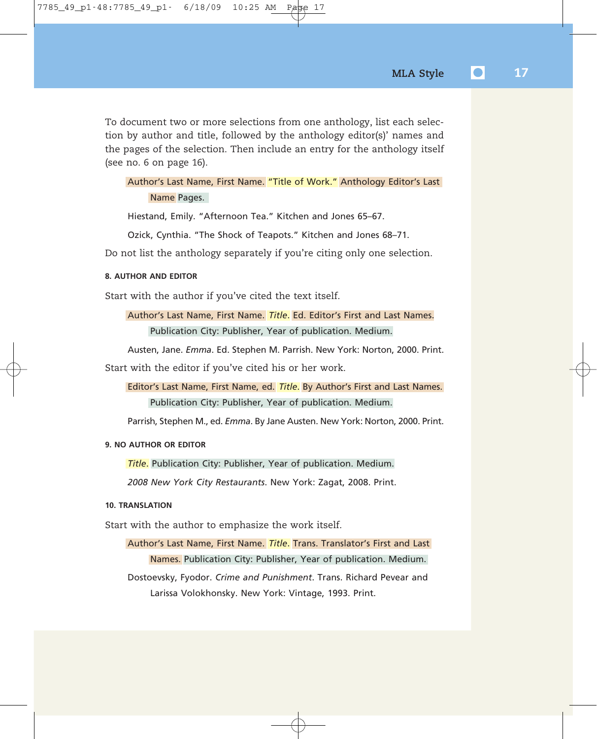To document two or more selections from one anthology, list each selection by author and title, followed by the anthology editor(s)' names and the pages of the selection. Then include an entry for the anthology itself (see no. 6 on page 16).

> Author's Last Name, First Name. "Title of Work." Anthology Editor's Last Name Pages.

> Hiestand, Emily. "Afternoon Tea." Kitchen and Jones 65–67.

> Ozick, Cynthia. "The Shock of Teapots." Kitchen and Jones 68–71.

Do not list the anthology separately if you're citing only one selection.

#### 8. AUTHOR AND EDITOR

Start with the author if you've cited the text itself.

> Author's Last Name, First Name. *Title*. Ed. Editor's First and Last Names. Publication City: Publisher, Year of publication. Medium.

> Austen, Jane. *Emma*. Ed. Stephen M. Parrish. New York: Norton, 2000. Print.

Start with the editor if you've cited his or her work.

> Editor's Last Name, First Name, ed. *Title*. By Author's First and Last Names. Publication City: Publisher, Year of publication. Medium.

> Parrish, Stephen M., ed. *Emma*. By Jane Austen. New York: Norton, 2000. Print.

#### 9. NO AUTHOR OR EDITOR

> *Title*. Publication City: Publisher, Year of publication. Medium.

> *2008 New York City Restaurants*. New York: Zagat, 2008. Print.

#### 10. TRANSLATION

Start with the author to emphasize the work itself.

> Author's Last Name, First Name. *Title*. Trans. Translator's First and Last Names. Publication City: Publisher, Year of publication. Medium.

> Dostoevsky, Fyodor. *Crime and Punishment*. Trans. Richard Pevear and Larissa Volokhonsky. New York: Vintage, 1993. Print.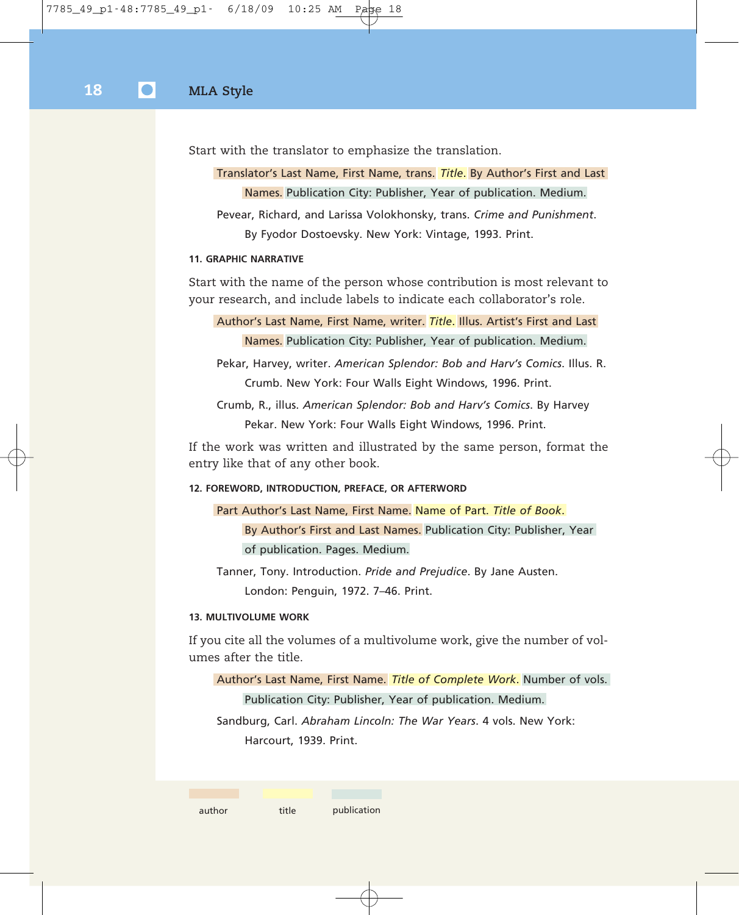Start with the translator to emphasize the translation.

Translator's Last Name, First Name, trans. *Title*. By Author's First and Last Names. Publication City: Publisher, Year of publication. Medium.

Pevear, Richard, and Larissa Volokhonsky, trans. *Crime and Punishment*. By Fyodor Dostoevsky. New York: Vintage, 1993. Print.

#### 11. GRAPHIC NARRATIVE

Start with the name of the person whose contribution is most relevant to your research, and include labels to indicate each collaborator's role.

Author's Last Name, First Name, writer. *Title*. Illus. Artist's First and Last Names. Publication City: Publisher, Year of publication. Medium.

Pekar, Harvey, writer. *American Splendor: Bob and Harv's Comics*. Illus. R. Crumb. New York: Four Walls Eight Windows, 1996. Print.

Crumb, R., illus. *American Splendor: Bob and Harv's Comics*. By Harvey Pekar. New York: Four Walls Eight Windows, 1996. Print.

If the work was written and illustrated by the same person, format the entry like that of any other book.

#### 12. FOREWORD, INTRODUCTION, PREFACE, OR AFTERWORD

Part Author's Last Name, First Name. Name of Part. *Title of Book*. By Author's First and Last Names. Publication City: Publisher, Year of publication. Pages. Medium.

Tanner, Tony. Introduction. *Pride and Prejudice*. By Jane Austen. London: Penguin, 1972. 7–46. Print.

#### 13. MULTIVOLUME WORK

If you cite all the volumes of a multivolume work, give the number of volumes after the title.

Author's Last Name, First Name. *Title of Complete Work*. Number of vols. Publication City: Publisher, Year of publication. Medium.

Sandburg, Carl. *Abraham Lincoln: The War Years*. 4 vols. New York: Harcourt, 1939. Print.

author | title | publication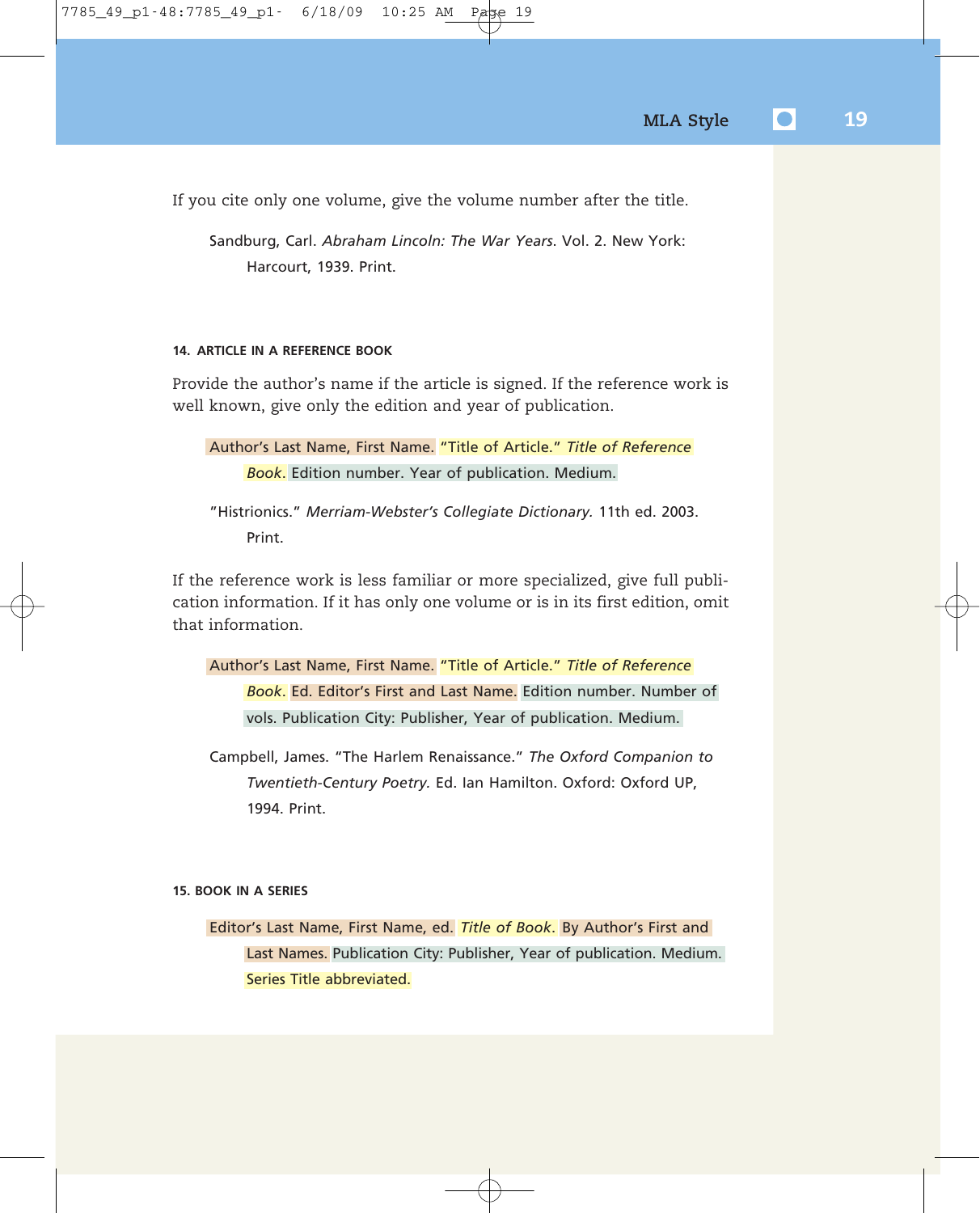If you cite only one volume, give the volume number after the title.

> Sandburg, Carl. *Abraham Lincoln: The War Years*. Vol. 2. New York: Harcourt, 1939. Print.

#### 14. ARTICLE IN A REFERENCE BOOK

Provide the author's name if the article is signed. If the reference work is well known, give only the edition and year of publication.

> Author's Last Name, First Name. "Title of Article." *Title of Reference Book*. Edition number. Year of publication. Medium.

> "Histrionics." *Merriam-Webster's Collegiate Dictionary.* 11th ed. 2003. Print.

If the reference work is less familiar or more specialized, give full publication information. If it has only one volume or is in its first edition, omit that information.

> Author's Last Name, First Name. "Title of Article." *Title of Reference Book*. Ed. Editor's First and Last Name. Edition number. Number of vols. Publication City: Publisher, Year of publication. Medium.

> Campbell, James. "The Harlem Renaissance." *The Oxford Companion to Twentieth-Century Poetry.* Ed. Ian Hamilton. Oxford: Oxford UP, 1994. Print.

#### 15. BOOK IN A SERIES

> Editor's Last Name, First Name, ed. *Title of Book*. By Author's First and Last Names. Publication City: Publisher, Year of publication. Medium. Series Title abbreviated.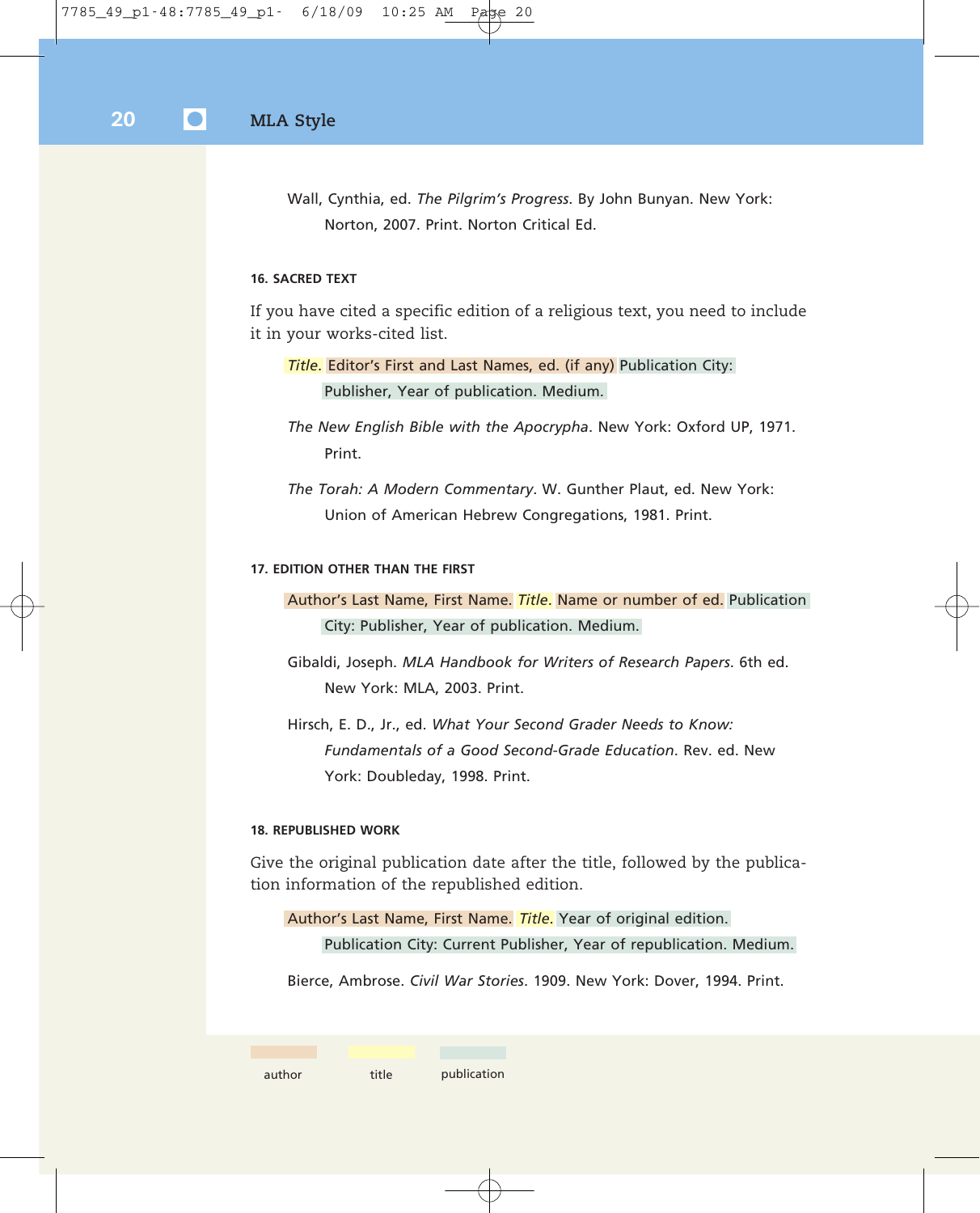Wall, Cynthia, ed. *The Pilgrim's Progress*. By John Bunyan. New York: Norton, 2007. Print. Norton Critical Ed.

#### 16. SACRED TEXT

If you have cited a specific edition of a religious text, you need to include it in your works-cited list.

*Title*. Editor's First and Last Names, ed. (if any) Publication City: Publisher, Year of publication. Medium.

*The New English Bible with the Apocrypha*. New York: Oxford UP, 1971. Print.

*The Torah: A Modern Commentary*. W. Gunther Plaut, ed. New York: Union of American Hebrew Congregations, 1981. Print.

#### 17. EDITION OTHER THAN THE FIRST

Author's Last Name, First Name. *Title*. Name or number of ed. Publication City: Publisher, Year of publication. Medium.

Gibaldi, Joseph. *MLA Handbook for Writers of Research Papers*. 6th ed. New York: MLA, 2003. Print.

Hirsch, E. D., Jr., ed. *What Your Second Grader Needs to Know: Fundamentals of a Good Second-Grade Education*. Rev. ed. New York: Doubleday, 1998. Print.

#### 18. REPUBLISHED WORK

Give the original publication date after the title, followed by the publication information of the republished edition.

Author's Last Name, First Name. *Title*. Year of original edition. Publication City: Current Publisher, Year of republication. Medium.

Bierce, Ambrose. *Civil War Stories*. 1909. New York: Dover, 1994. Print.

author    title    publication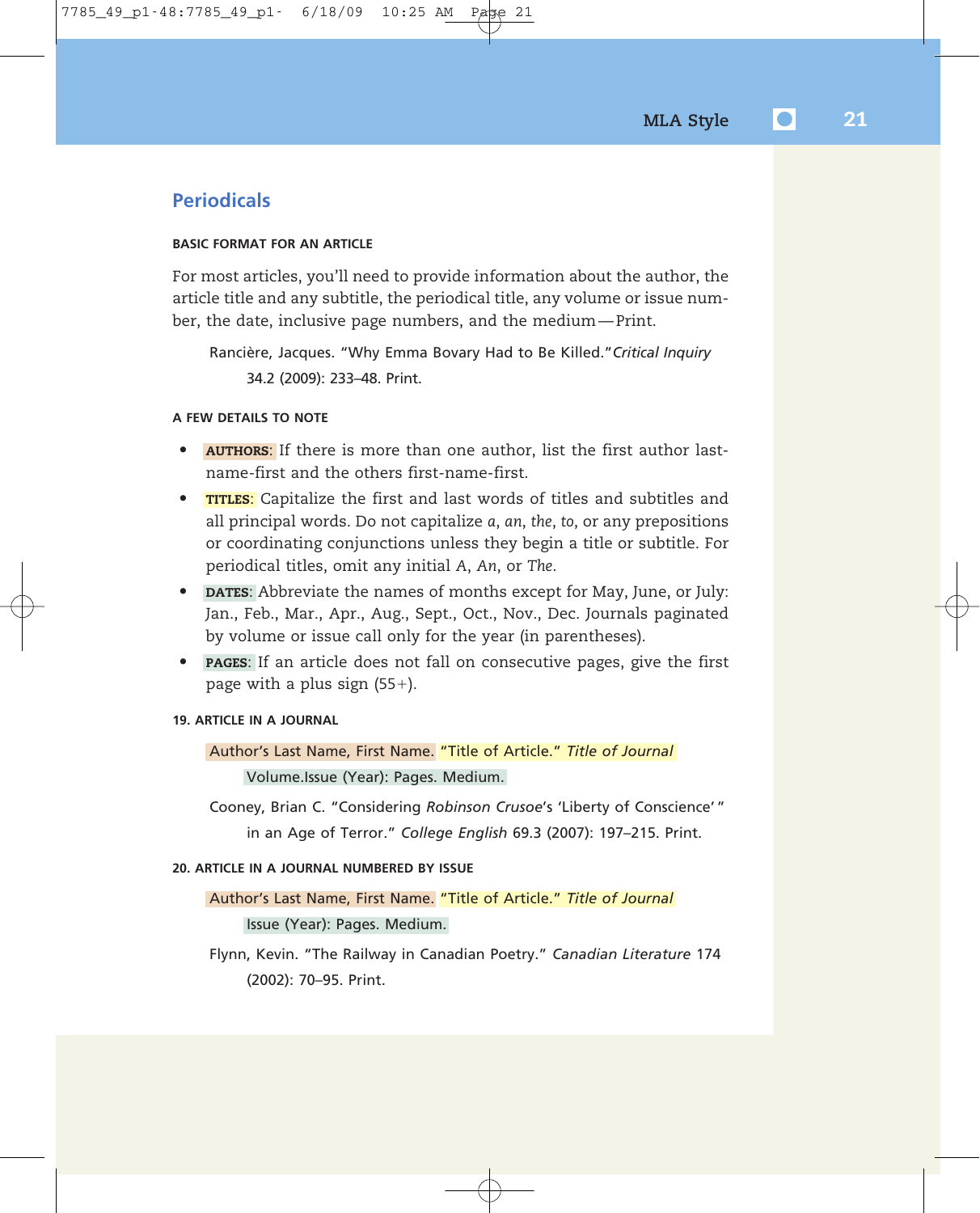## Periodicals

#### BASIC FORMAT FOR AN ARTICLE

For most articles, you'll need to provide information about the author, the article title and any subtitle, the periodical title, any volume or issue number, the date, inclusive page numbers, and the medium—Print.

> Rancière, Jacques. "Why Emma Bovary Had to Be Killed." *Critical Inquiry* 34.2 (2009): 233–48. Print.

#### A FEW DETAILS TO NOTE

- **AUTHORS:** If there is more than one author, list the first author last-name-first and the others first-name-first.
- **TITLES:** Capitalize the first and last words of titles and subtitles and all principal words. Do not capitalize *a*, *an*, *the*, *to*, or any prepositions or coordinating conjunctions unless they begin a title or subtitle. For periodical titles, omit any initial *A*, *An*, or *The*.
- **DATES:** Abbreviate the names of months except for May, June, or July: Jan., Feb., Mar., Apr., Aug., Sept., Oct., Nov., Dec. Journals paginated by volume or issue call only for the year (in parentheses).
- **PAGES:** If an article does not fall on consecutive pages, give the first page with a plus sign (55+).

#### 19. ARTICLE IN A JOURNAL

> Author's Last Name, First Name. "Title of Article." *Title of Journal* Volume.Issue (Year): Pages. Medium.

> Cooney, Brian C. "Considering *Robinson Crusoe*'s 'Liberty of Conscience' " in an Age of Terror." *College English* 69.3 (2007): 197–215. Print.

#### 20. ARTICLE IN A JOURNAL NUMBERED BY ISSUE

> Author's Last Name, First Name. "Title of Article." *Title of Journal* Issue (Year): Pages. Medium.

> Flynn, Kevin. "The Railway in Canadian Poetry." *Canadian Literature* 174 (2002): 70–95. Print.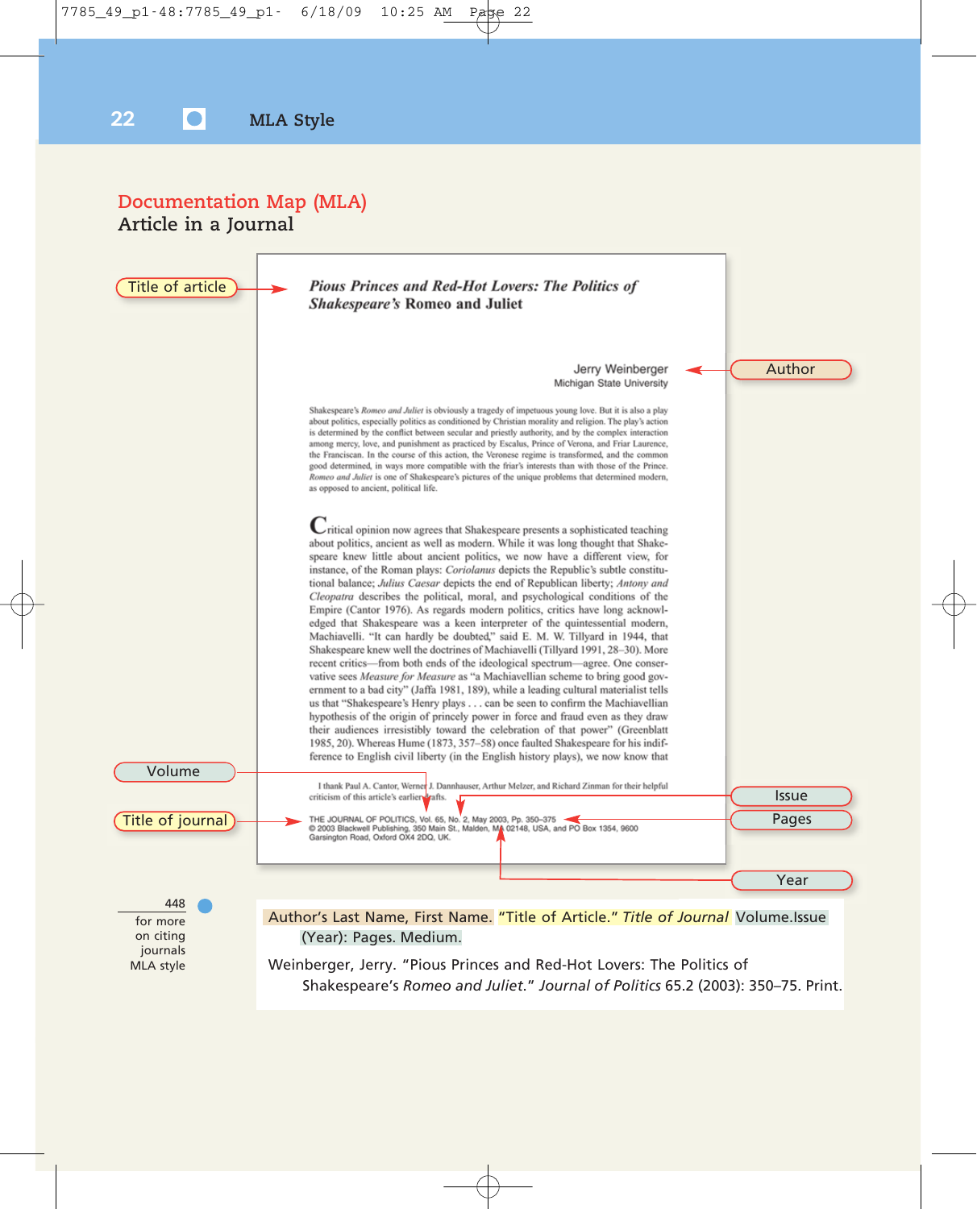# Documentation Map (MLA)

## Article in a Journal

Title of article

***Pious Princes and Red-Hot Lovers: The Politics of Shakespeare's* Romeo and Juliet**

Jerry Weinberger
Michigan State University

Author

Shakespeare's *Romeo and Juliet* is obviously a tragedy of impetuous young love. But it is also a play about politics, especially politics as conditioned by Christian morality and religion. The play's action is determined by the conflict between secular and priestly authority, and by the complex interaction among mercy, love, and punishment as practiced by Escalus, Prince of Verona, and Friar Laurence, the Franciscan. In the course of this action, the Veronese regime is transformed, and the common good determined, in ways more compatible with the friar's interests than with those of the Prince. *Romeo and Juliet* is one of Shakespeare's pictures of the unique problems that determined modern, as opposed to ancient, political life.

Critical opinion now agrees that Shakespeare presents a sophisticated teaching about politics, ancient as well as modern. While it was long thought that Shakespeare knew little about ancient politics, we now have a different view, for instance, of the Roman plays: *Coriolanus* depicts the Republic's subtle constitutional balance; *Julius Caesar* depicts the end of Republican liberty; *Antony and Cleopatra* describes the political, moral, and psychological conditions of the Empire (Cantor 1976). As regards modern politics, critics have long acknowledged that Shakespeare was a keen interpreter of the quintessential modern, Machiavelli. "It can hardly be doubted," said E. M. W. Tillyard in 1944, that Shakespeare knew well the doctrines of Machiavelli (Tillyard 1991, 28–30). More recent critics—from both ends of the ideological spectrum—agree. One conservative sees *Measure for Measure* as "a Machiavellian scheme to bring good government to a bad city" (Jaffa 1981, 189), while a leading cultural materialist tells us that "Shakespeare's Henry plays . . . can be seen to confirm the Machiavellian hypothesis of the origin of princely power in force and fraud even as they draw their audiences irresistibly toward the celebration of that power" (Greenblatt 1985, 20). Whereas Hume (1873, 357–58) once faulted Shakespeare for his indifference to English civil liberty (in the English history plays), we now know that

I thank Paul A. Cantor, Werner J. Dannhauser, Arthur Melzer, and Richard Zinman for their helpful criticism of this article's earlier drafts.

THE JOURNAL OF POLITICS, Vol. 65, No. 2, May 2003, Pp. 350–375
© 2003 Blackwell Publishing, 350 Main St., Malden, MA 02148, USA, and PO Box 1354, 9600 Garsington Road, Oxford OX4 2DQ, UK.

Volume — Title of journal — Issue — Pages — Year

448 for more on citing journals MLA style

Author's Last Name, First Name. "Title of Article." *Title of Journal* Volume.Issue (Year): Pages. Medium.

Weinberger, Jerry. "Pious Princes and Red-Hot Lovers: The Politics of Shakespeare's *Romeo and Juliet*." *Journal of Politics* 65.2 (2003): 350–75. Print.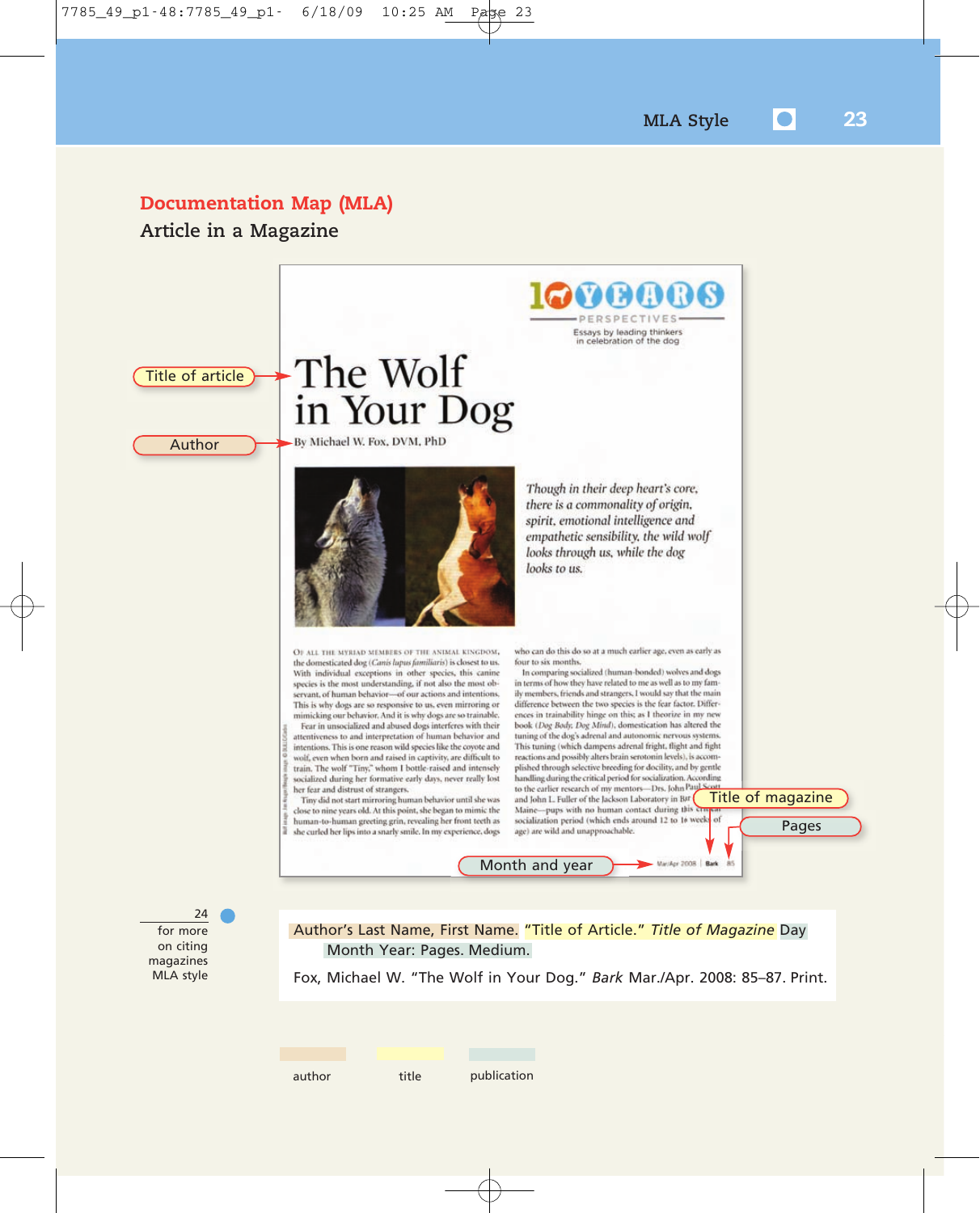## Documentation Map (MLA)

### Article in a Magazine

Title of article

Author

Title of magazine

Pages

Month and year

24 for more on citing magazines MLA style

Author's Last Name, First Name. "Title of Article." *Title of Magazine* Day Month Year: Pages. Medium.

Fox, Michael W. "The Wolf in Your Dog." *Bark* Mar./Apr. 2008: 85–87. Print.

author | title | publication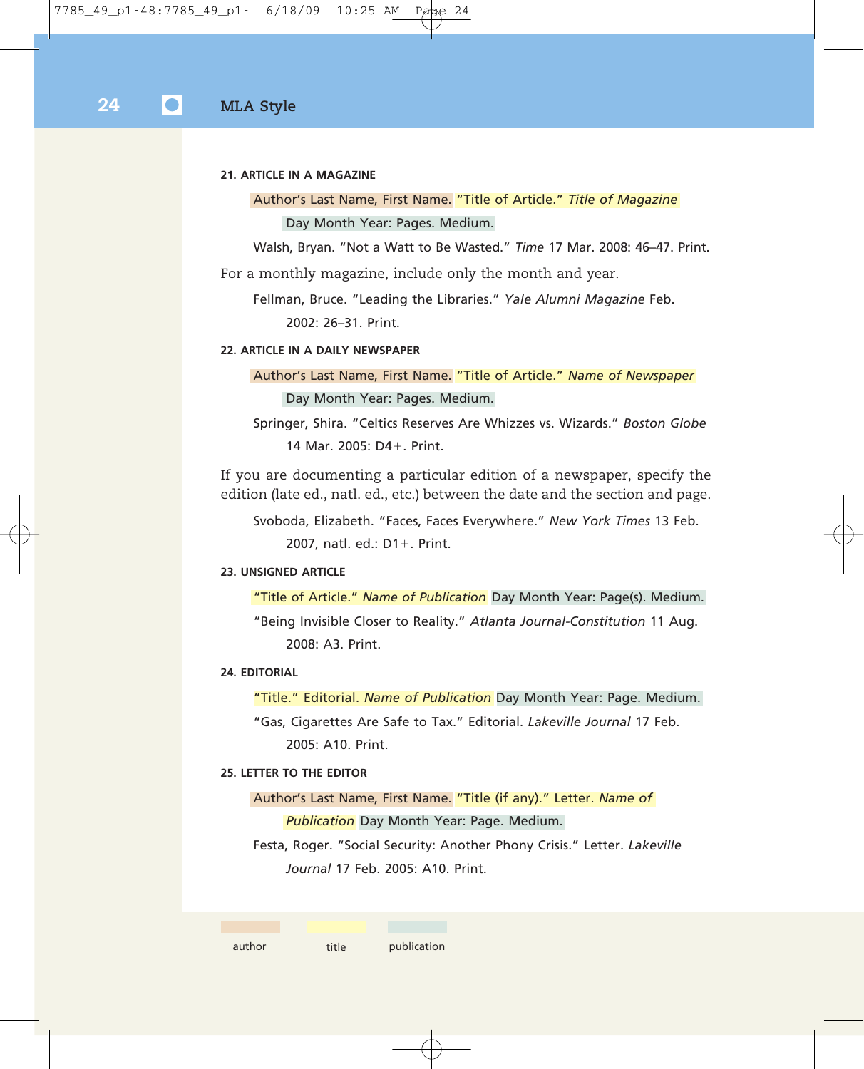#### 21. ARTICLE IN A MAGAZINE

Author's Last Name, First Name. "Title of Article." *Title of Magazine* Day Month Year: Pages. Medium.

Walsh, Bryan. "Not a Watt to Be Wasted." *Time* 17 Mar. 2008: 46–47. Print.

For a monthly magazine, include only the month and year.

Fellman, Bruce. "Leading the Libraries." *Yale Alumni Magazine* Feb. 2002: 26–31. Print.

#### 22. ARTICLE IN A DAILY NEWSPAPER

Author's Last Name, First Name. "Title of Article." *Name of Newspaper* Day Month Year: Pages. Medium.

Springer, Shira. "Celtics Reserves Are Whizzes vs. Wizards." *Boston Globe* 14 Mar. 2005: D4+. Print.

If you are documenting a particular edition of a newspaper, specify the edition (late ed., natl. ed., etc.) between the date and the section and page.

Svoboda, Elizabeth. "Faces, Faces Everywhere." *New York Times* 13 Feb. 2007, natl. ed.: D1+. Print.

#### 23. UNSIGNED ARTICLE

"Title of Article." *Name of Publication* Day Month Year: Page(s). Medium.

"Being Invisible Closer to Reality." *Atlanta Journal-Constitution* 11 Aug. 2008: A3. Print.

#### 24. EDITORIAL

"Title." Editorial. *Name of Publication* Day Month Year: Page. Medium.

"Gas, Cigarettes Are Safe to Tax." Editorial. *Lakeville Journal* 17 Feb. 2005: A10. Print.

#### 25. LETTER TO THE EDITOR

Author's Last Name, First Name. "Title (if any)." Letter. *Name of Publication* Day Month Year: Page. Medium.

Festa, Roger. "Social Security: Another Phony Crisis." Letter. *Lakeville Journal* 17 Feb. 2005: A10. Print.

author | title | publication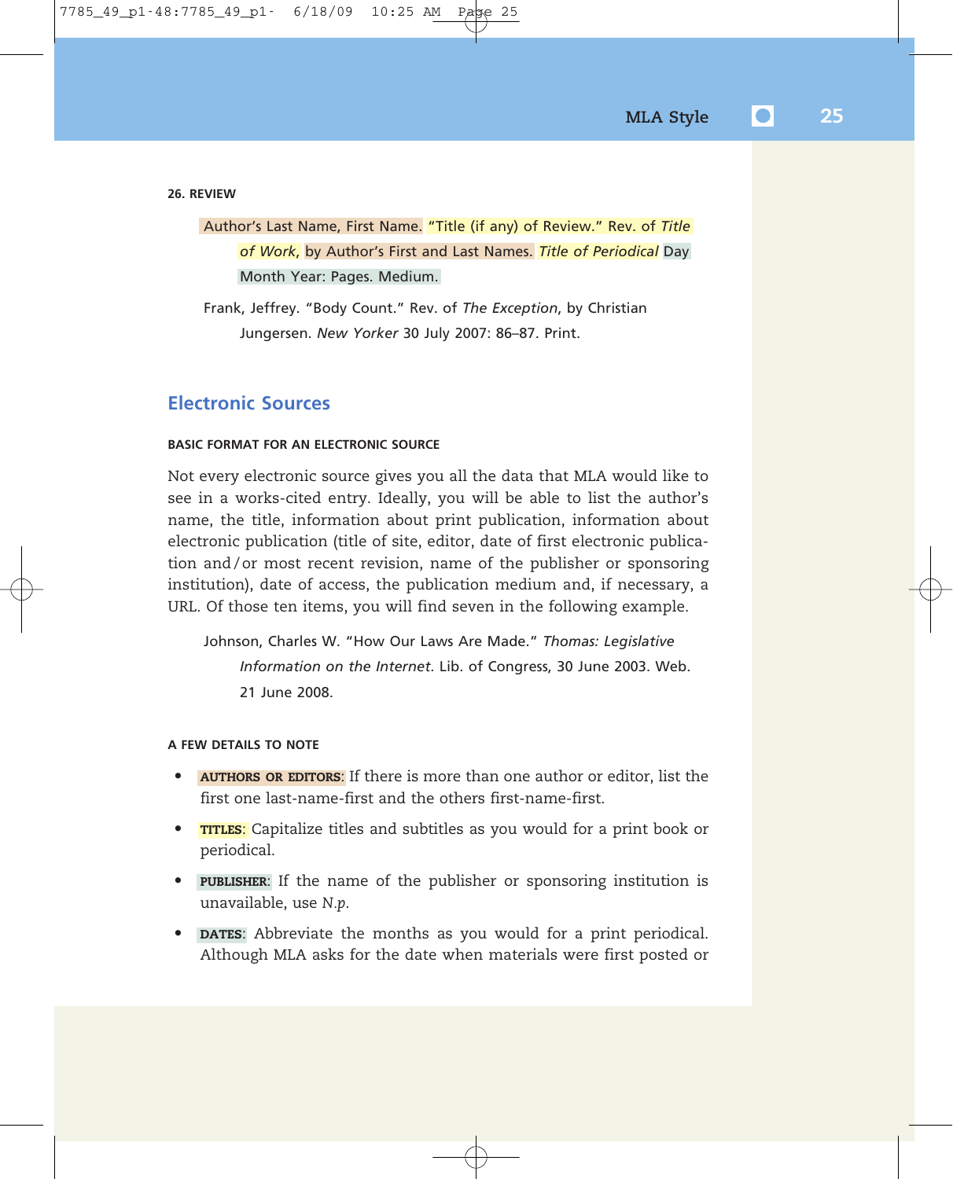**26. REVIEW**

Author's Last Name, First Name. "Title (if any) of Review." Rev. of *Title of Work*, by Author's First and Last Names. *Title of Periodical* Day Month Year: Pages. Medium.

Frank, Jeffrey. "Body Count." Rev. of *The Exception*, by Christian Jungersen. *New Yorker* 30 July 2007: 86–87. Print.

## Electronic Sources

**BASIC FORMAT FOR AN ELECTRONIC SOURCE**

Not every electronic source gives you all the data that MLA would like to see in a works-cited entry. Ideally, you will be able to list the author's name, the title, information about print publication, information about electronic publication (title of site, editor, date of first electronic publication and/or most recent revision, name of the publisher or sponsoring institution), date of access, the publication medium and, if necessary, a URL. Of those ten items, you will find seven in the following example.

Johnson, Charles W. "How Our Laws Are Made." *Thomas: Legislative Information on the Internet*. Lib. of Congress, 30 June 2003. Web. 21 June 2008.

**A FEW DETAILS TO NOTE**

- **AUTHORS OR EDITORS:** If there is more than one author or editor, list the first one last-name-first and the others first-name-first.
- **TITLES:** Capitalize titles and subtitles as you would for a print book or periodical.
- **PUBLISHER:** If the name of the publisher or sponsoring institution is unavailable, use *N.p.*
- **DATES:** Abbreviate the months as you would for a print periodical. Although MLA asks for the date when materials were first posted or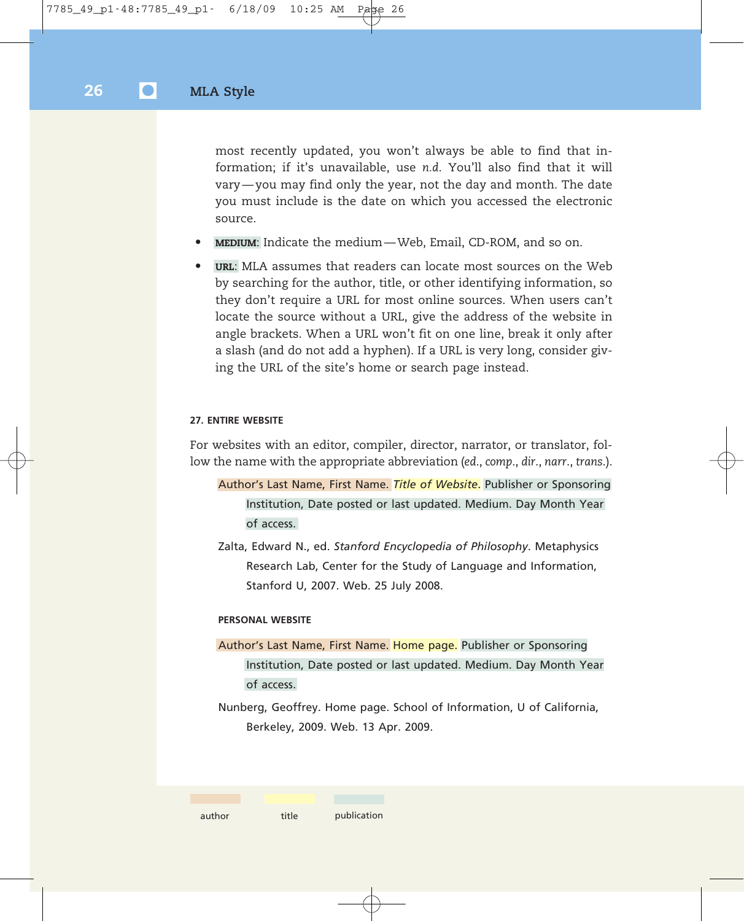most recently updated, you won't always be able to find that information; if it's unavailable, use *n.d.* You'll also find that it will vary—you may find only the year, not the day and month. The date you must include is the date on which you accessed the electronic source.

- **MEDIUM:** Indicate the medium—Web, Email, CD-ROM, and so on.
- **URL:** MLA assumes that readers can locate most sources on the Web by searching for the author, title, or other identifying information, so they don't require a URL for most online sources. When users can't locate the source without a URL, give the address of the website in angle brackets. When a URL won't fit on one line, break it only after a slash (and do not add a hyphen). If a URL is very long, consider giving the URL of the site's home or search page instead.

#### 27. ENTIRE WEBSITE

For websites with an editor, compiler, director, narrator, or translator, follow the name with the appropriate abbreviation (*ed.*, *comp.*, *dir.*, *narr.*, *trans.*).

> Author's Last Name, First Name. *Title of Website*. Publisher or Sponsoring Institution, Date posted or last updated. Medium. Day Month Year of access.

> Zalta, Edward N., ed. *Stanford Encyclopedia of Philosophy*. Metaphysics Research Lab, Center for the Study of Language and Information, Stanford U, 2007. Web. 25 July 2008.

#### PERSONAL WEBSITE

> Author's Last Name, First Name. Home page. Publisher or Sponsoring Institution, Date posted or last updated. Medium. Day Month Year of access.

> Nunberg, Geoffrey. Home page. School of Information, U of California, Berkeley, 2009. Web. 13 Apr. 2009.

author  title  publication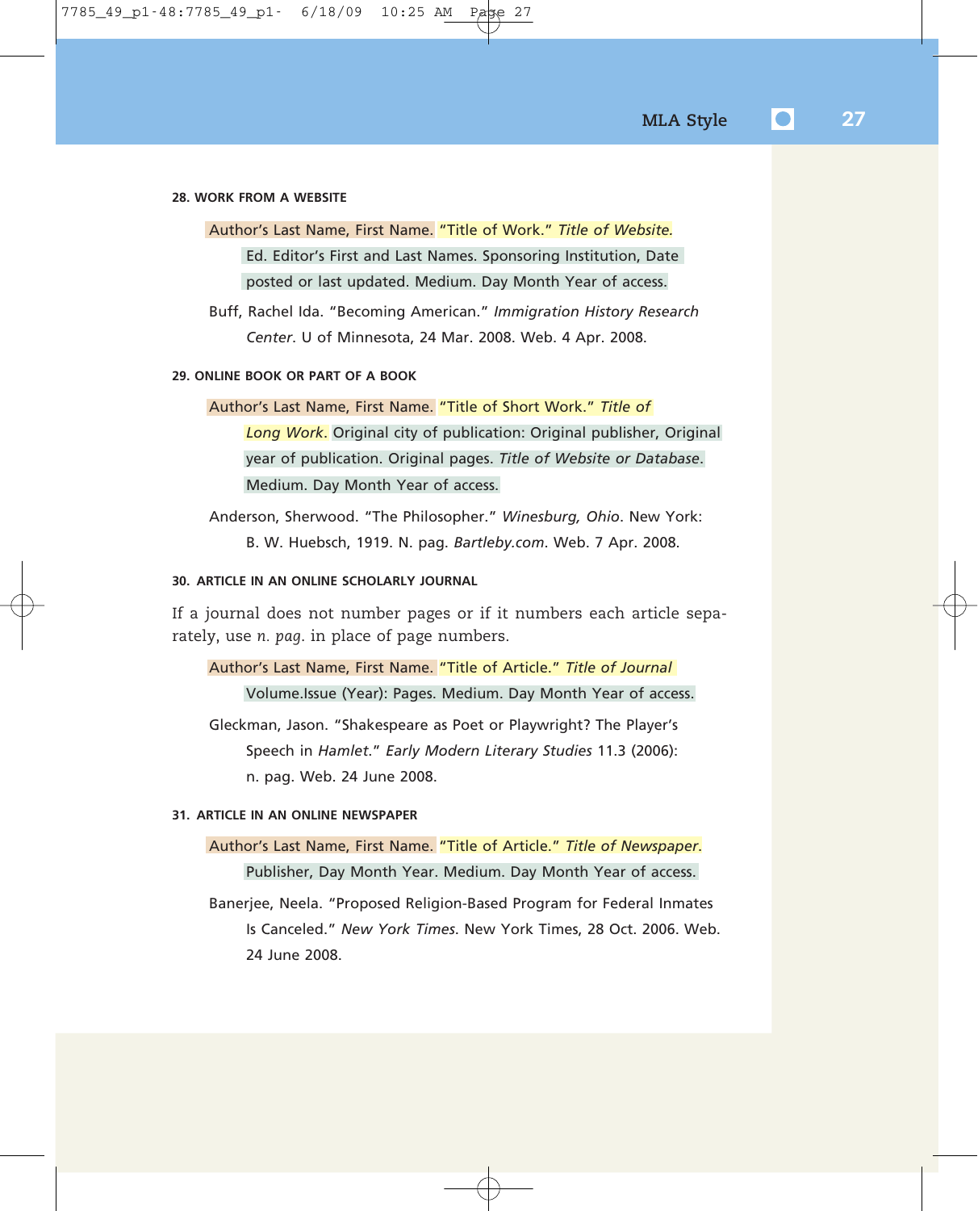#### 28. WORK FROM A WEBSITE

Author's Last Name, First Name. "Title of Work." *Title of Website.* Ed. Editor's First and Last Names. Sponsoring Institution, Date posted or last updated. Medium. Day Month Year of access.

Buff, Rachel Ida. "Becoming American." *Immigration History Research Center*. U of Minnesota, 24 Mar. 2008. Web. 4 Apr. 2008.

#### 29. ONLINE BOOK OR PART OF A BOOK

Author's Last Name, First Name. "Title of Short Work." *Title of Long Work*. Original city of publication: Original publisher, Original year of publication. Original pages. *Title of Website or Database*. Medium. Day Month Year of access.

Anderson, Sherwood. "The Philosopher." *Winesburg, Ohio*. New York: B. W. Huebsch, 1919. N. pag. *Bartleby.com*. Web. 7 Apr. 2008.

#### 30. ARTICLE IN AN ONLINE SCHOLARLY JOURNAL

If a journal does not number pages or if it numbers each article separately, use *n. pag.* in place of page numbers.

Author's Last Name, First Name. "Title of Article." *Title of Journal* Volume.Issue (Year): Pages. Medium. Day Month Year of access.

Gleckman, Jason. "Shakespeare as Poet or Playwright? The Player's Speech in *Hamlet*." *Early Modern Literary Studies* 11.3 (2006): n. pag. Web. 24 June 2008.

#### 31. ARTICLE IN AN ONLINE NEWSPAPER

Author's Last Name, First Name. "Title of Article." *Title of Newspaper*. Publisher, Day Month Year. Medium. Day Month Year of access.

Banerjee, Neela. "Proposed Religion-Based Program for Federal Inmates Is Canceled." *New York Times*. New York Times, 28 Oct. 2006. Web. 24 June 2008.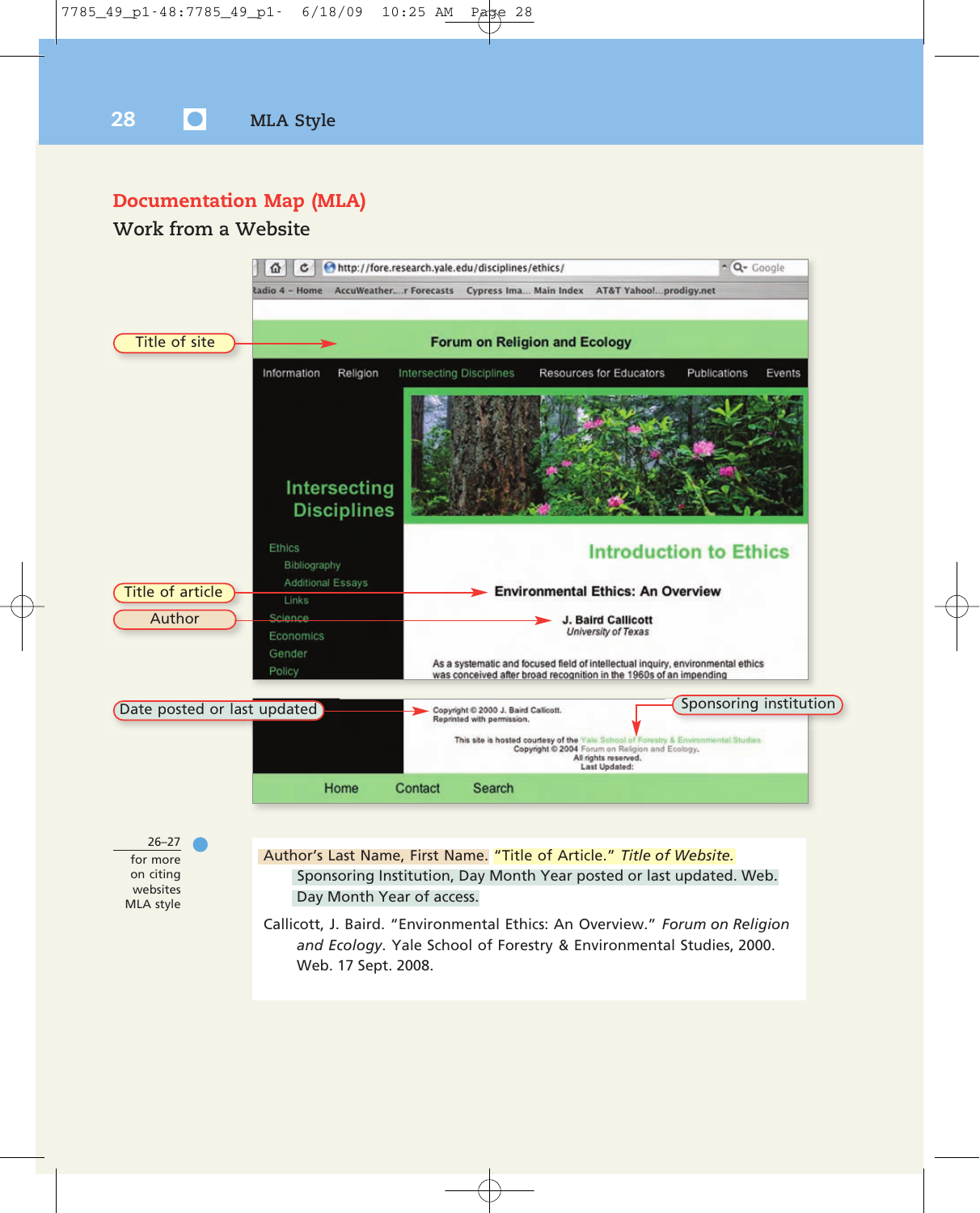## Documentation Map (MLA)

### Work from a Website

Title of site

Title of article

Author

Date posted or last updated

Sponsoring institution

Forum on Religion and Ecology

Introduction to Ethics

Environmental Ethics: An Overview

J. Baird Callicott
*University of Texas*

Copyright © 2000 J. Baird Callicott.
Reprinted with permission.

This site is hosted courtesy of the Yale School of Forestry & Environmental Studies
Copyright © 2004 Forum on Religion and Ecology.
All rights reserved.
Last Updated:

26–27 for more on citing websites MLA style

Author's Last Name, First Name. "Title of Article." *Title of Website.* Sponsoring Institution, Day Month Year posted or last updated. Web. Day Month Year of access.

Callicott, J. Baird. "Environmental Ethics: An Overview." *Forum on Religion and Ecology*. Yale School of Forestry & Environmental Studies, 2000. Web. 17 Sept. 2008.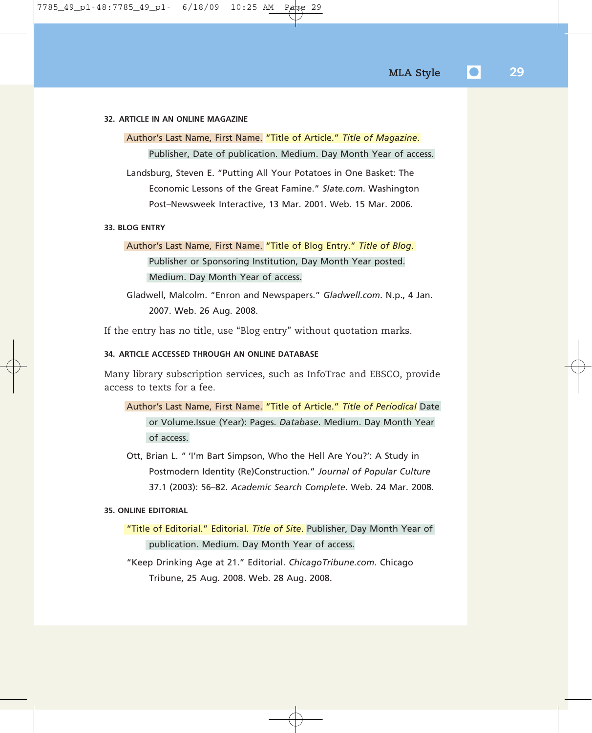#### 32. ARTICLE IN AN ONLINE MAGAZINE

Author's Last Name, First Name. "Title of Article." *Title of Magazine*. Publisher, Date of publication. Medium. Day Month Year of access.

Landsburg, Steven E. "Putting All Your Potatoes in One Basket: The Economic Lessons of the Great Famine." *Slate.com*. Washington Post–Newsweek Interactive, 13 Mar. 2001. Web. 15 Mar. 2006.

#### 33. BLOG ENTRY

Author's Last Name, First Name. "Title of Blog Entry." *Title of Blog*. Publisher or Sponsoring Institution, Day Month Year posted. Medium. Day Month Year of access.

Gladwell, Malcolm. "Enron and Newspapers." *Gladwell.com*. N.p., 4 Jan. 2007. Web. 26 Aug. 2008.

If the entry has no title, use "Blog entry" without quotation marks.

#### 34. ARTICLE ACCESSED THROUGH AN ONLINE DATABASE

Many library subscription services, such as InfoTrac and EBSCO, provide access to texts for a fee.

Author's Last Name, First Name. "Title of Article." *Title of Periodical* Date or Volume.Issue (Year): Pages. *Database*. Medium. Day Month Year of access.

Ott, Brian L. " 'I'm Bart Simpson, Who the Hell Are You?': A Study in Postmodern Identity (Re)Construction." *Journal of Popular Culture* 37.1 (2003): 56–82. *Academic Search Complete*. Web. 24 Mar. 2008.

#### 35. ONLINE EDITORIAL

"Title of Editorial." Editorial. *Title of Site*. Publisher, Day Month Year of publication. Medium. Day Month Year of access.

"Keep Drinking Age at 21." Editorial. *ChicagoTribune.com*. Chicago Tribune, 25 Aug. 2008. Web. 28 Aug. 2008.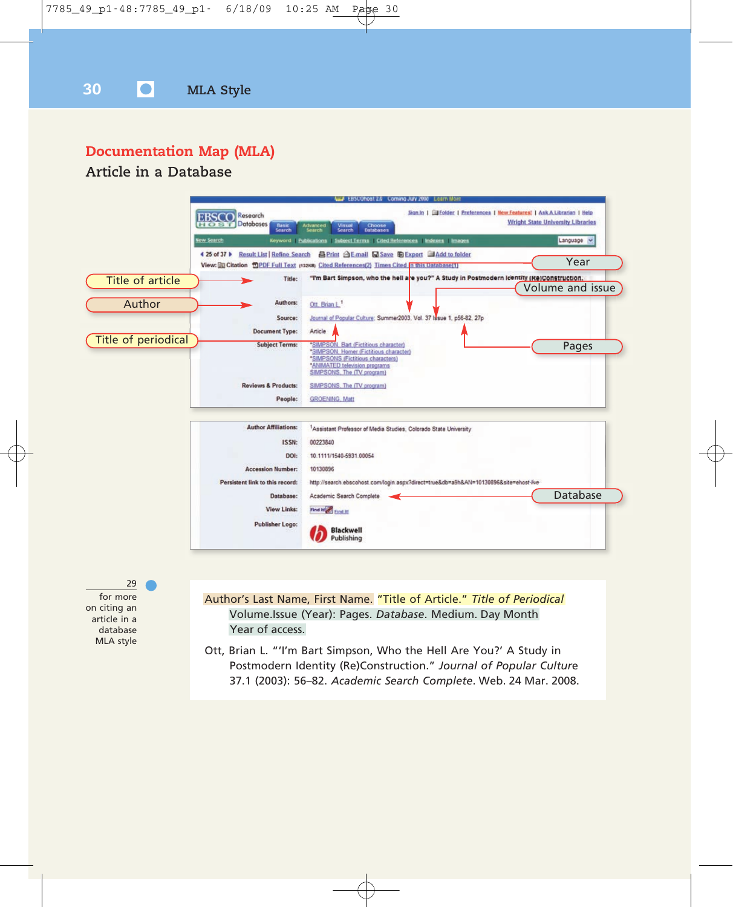## Documentation Map (MLA)

### Article in a Database

Title of article

Author

Title of periodical

Year

Volume and issue

Pages

Database

Title: "I'm Bart Simpson, who the hell are you?" A Study in Postmodern Identity (Re)Construction.

Authors: Ott, Brian L.[1]

Source: Journal of Popular Culture; Summer2003, Vol. 37 Issue 1, p56-82, 27p

Document Type: Article

Subject Terms: *SIMPSON, Bart (Fictitious character) *SIMPSON, Homer (Fictitious character) *SIMPSONS (Fictitious characters) *ANIMATED television programs SIMPSONS, The (TV program)

Reviews & Products: SIMPSONS, The (TV program)

People: GROENING, Matt

Author Affiliations: [1]Assistant Professor of Media Studies, Colorado State University

ISSN: 00223840

DOI: 10.1111/1540-5931.00054

Accession Number: 10130896

Persistent link to this record: http://search.ebscohost.com/login.aspx?direct=true&db=a9h&AN=10130896&site=ehost-live

Database: Academic Search Complete

29 for more on citing an article in a database MLA style

Author's Last Name, First Name. "Title of Article." *Title of Periodical* Volume.Issue (Year): Pages. *Database*. Medium. Day Month Year of access.

Ott, Brian L. "'I'm Bart Simpson, Who the Hell Are You?' A Study in Postmodern Identity (Re)Construction." *Journal of Popular Culture* 37.1 (2003): 56–82. *Academic Search Complete*. Web. 24 Mar. 2008.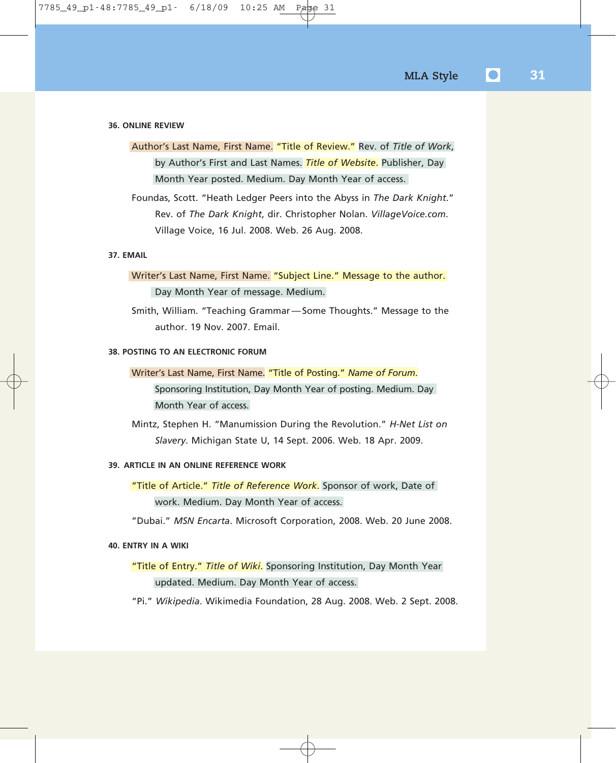#### 36. ONLINE REVIEW

Author's Last Name, First Name. "Title of Review." Rev. of *Title of Work*, by Author's First and Last Names. *Title of Website*. Publisher, Day Month Year posted. Medium. Day Month Year of access.

Foundas, Scott. "Heath Ledger Peers into the Abyss in *The Dark Knight*." Rev. of *The Dark Knight*, dir. Christopher Nolan. *VillageVoice.com*. Village Voice, 16 Jul. 2008. Web. 26 Aug. 2008.

#### 37. EMAIL

Writer's Last Name, First Name. "Subject Line." Message to the author. Day Month Year of message. Medium.

Smith, William. "Teaching Grammar—Some Thoughts." Message to the author. 19 Nov. 2007. Email.

#### 38. POSTING TO AN ELECTRONIC FORUM

Writer's Last Name, First Name. "Title of Posting." *Name of Forum*. Sponsoring Institution, Day Month Year of posting. Medium. Day Month Year of access.

Mintz, Stephen H. "Manumission During the Revolution." *H-Net List on Slavery*. Michigan State U, 14 Sept. 2006. Web. 18 Apr. 2009.

#### 39. ARTICLE IN AN ONLINE REFERENCE WORK

"Title of Article." *Title of Reference Work*. Sponsor of work, Date of work. Medium. Day Month Year of access.

"Dubai." *MSN Encarta*. Microsoft Corporation, 2008. Web. 20 June 2008.

#### 40. ENTRY IN A WIKI

"Title of Entry." *Title of Wiki*. Sponsoring Institution, Day Month Year updated. Medium. Day Month Year of access.

"Pi." *Wikipedia*. Wikimedia Foundation, 28 Aug. 2008. Web. 2 Sept. 2008.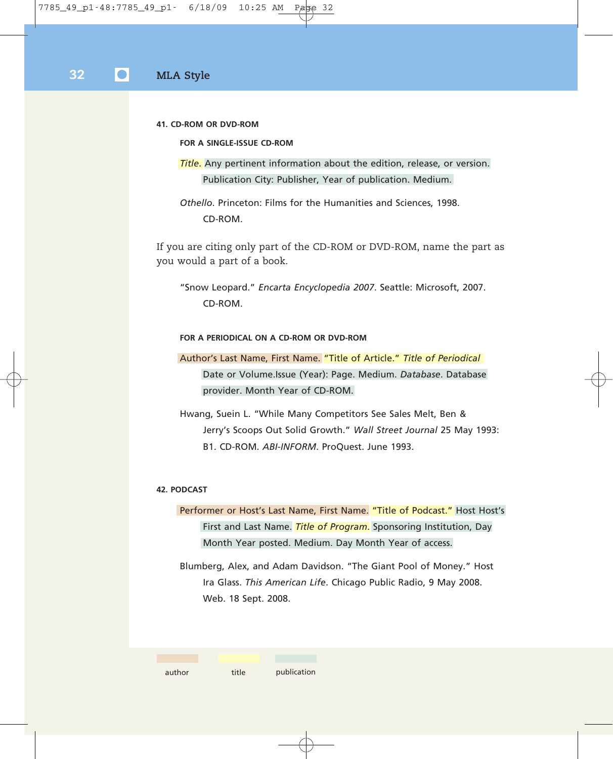#### 41. CD-ROM OR DVD-ROM

##### FOR A SINGLE-ISSUE CD-ROM

*Title*. Any pertinent information about the edition, release, or version. Publication City: Publisher, Year of publication. Medium.

*Othello*. Princeton: Films for the Humanities and Sciences, 1998. CD-ROM.

If you are citing only part of the CD-ROM or DVD-ROM, name the part as you would a part of a book.

"Snow Leopard." *Encarta Encyclopedia 2007*. Seattle: Microsoft, 2007. CD-ROM.

##### FOR A PERIODICAL ON A CD-ROM OR DVD-ROM

Author's Last Name, First Name. "Title of Article." *Title of Periodical* Date or Volume.Issue (Year): Page. Medium. *Database*. Database provider. Month Year of CD-ROM.

Hwang, Suein L. "While Many Competitors See Sales Melt, Ben & Jerry's Scoops Out Solid Growth." *Wall Street Journal* 25 May 1993: B1. CD-ROM. *ABI-INFORM*. ProQuest. June 1993.

#### 42. PODCAST

Performer or Host's Last Name, First Name. "Title of Podcast." Host Host's First and Last Name. *Title of Program*. Sponsoring Institution, Day Month Year posted. Medium. Day Month Year of access.

Blumberg, Alex, and Adam Davidson. "The Giant Pool of Money." Host Ira Glass. *This American Life*. Chicago Public Radio, 9 May 2008. Web. 18 Sept. 2008.

author title publication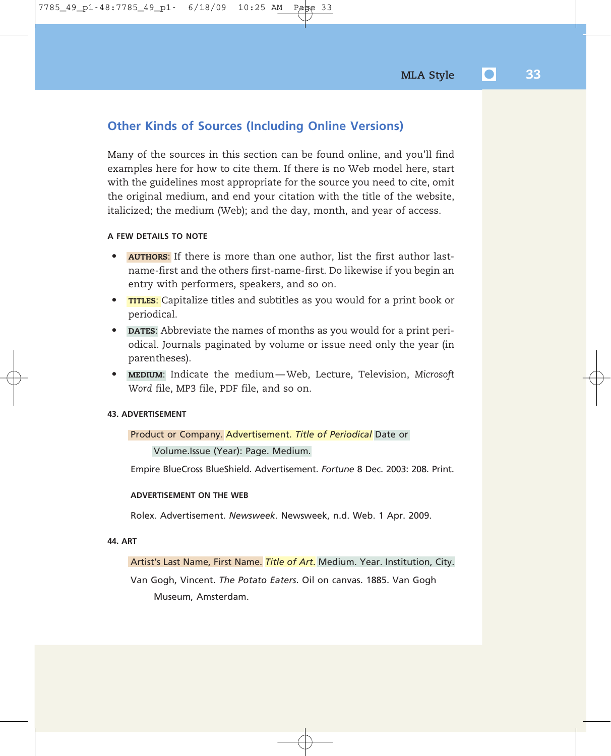## Other Kinds of Sources (Including Online Versions)

Many of the sources in this section can be found online, and you'll find examples here for how to cite them. If there is no Web model here, start with the guidelines most appropriate for the source you need to cite, omit the original medium, and end your citation with the title of the website, italicized; the medium (Web); and the day, month, and year of access.

#### A FEW DETAILS TO NOTE

- **AUTHORS**: If there is more than one author, list the first author last-name-first and the others first-name-first. Do likewise if you begin an entry with performers, speakers, and so on.
- **TITLES**: Capitalize titles and subtitles as you would for a print book or periodical.
- **DATES**: Abbreviate the names of months as you would for a print periodical. Journals paginated by volume or issue need only the year (in parentheses).
- **MEDIUM**: Indicate the medium—Web, Lecture, Television, *Microsoft Word* file, MP3 file, PDF file, and so on.

#### 43. ADVERTISEMENT

Product or Company. Advertisement. *Title of Periodical* Date or Volume.Issue (Year): Page. Medium.

Empire BlueCross BlueShield. Advertisement. *Fortune* 8 Dec. 2003: 208. Print.

#### ADVERTISEMENT ON THE WEB

Rolex. Advertisement. *Newsweek*. Newsweek, n.d. Web. 1 Apr. 2009.

#### 44. ART

Artist's Last Name, First Name. *Title of Art*. Medium. Year. Institution, City.

Van Gogh, Vincent. *The Potato Eaters*. Oil on canvas. 1885. Van Gogh Museum, Amsterdam.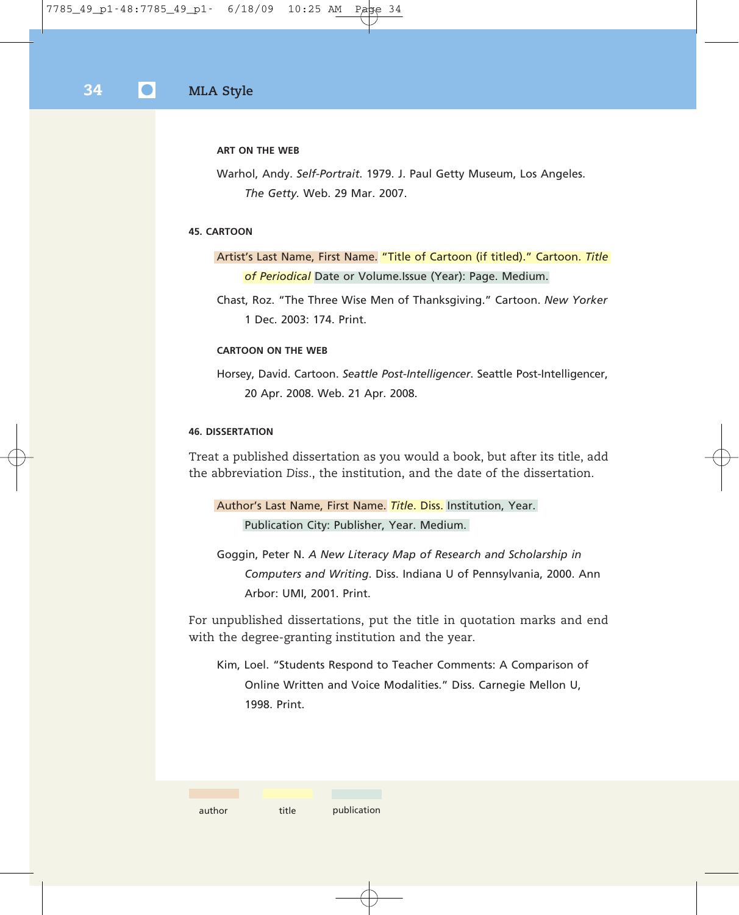#### ART ON THE WEB

Warhol, Andy. *Self-Portrait*. 1979. J. Paul Getty Museum, Los Angeles. *The Getty*. Web. 29 Mar. 2007.

### 45. CARTOON

Artist's Last Name, First Name. "Title of Cartoon (if titled)." Cartoon. *Title of Periodical* Date or Volume.Issue (Year): Page. Medium.

Chast, Roz. "The Three Wise Men of Thanksgiving." Cartoon. *New Yorker* 1 Dec. 2003: 174. Print.

#### CARTOON ON THE WEB

Horsey, David. Cartoon. *Seattle Post-Intelligencer*. Seattle Post-Intelligencer, 20 Apr. 2008. Web. 21 Apr. 2008.

### 46. DISSERTATION

Treat a published dissertation as you would a book, but after its title, add the abbreviation *Diss.*, the institution, and the date of the dissertation.

Author's Last Name, First Name. *Title*. Diss. Institution, Year. Publication City: Publisher, Year. Medium.

Goggin, Peter N. *A New Literacy Map of Research and Scholarship in Computers and Writing*. Diss. Indiana U of Pennsylvania, 2000. Ann Arbor: UMI, 2001. Print.

For unpublished dissertations, put the title in quotation marks and end with the degree-granting institution and the year.

Kim, Loel. "Students Respond to Teacher Comments: A Comparison of Online Written and Voice Modalities." Diss. Carnegie Mellon U, 1998. Print.

author | title | publication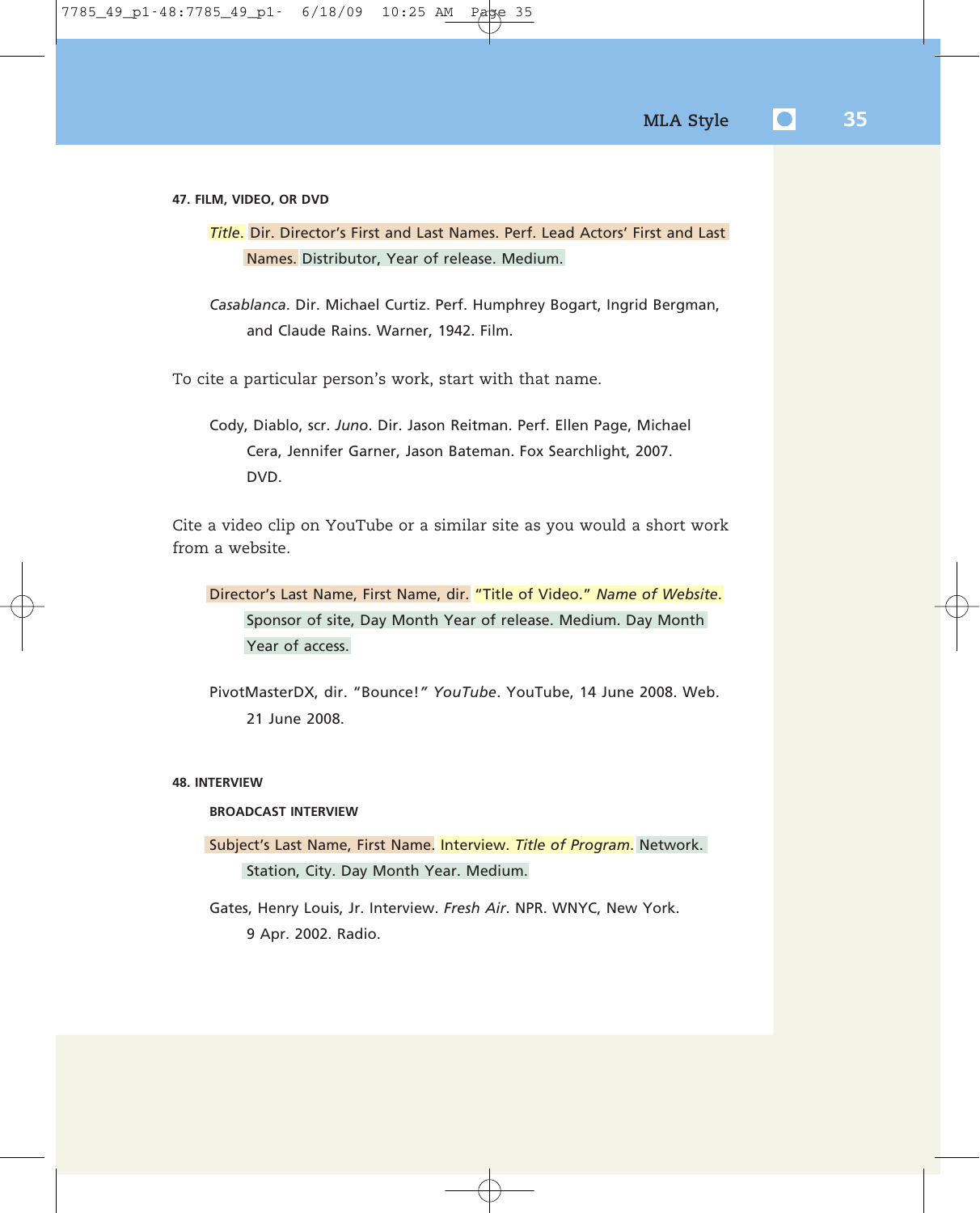#### 47. FILM, VIDEO, OR DVD

*Title*. Dir. Director's First and Last Names. Perf. Lead Actors' First and Last Names. Distributor, Year of release. Medium.

*Casablanca*. Dir. Michael Curtiz. Perf. Humphrey Bogart, Ingrid Bergman, and Claude Rains. Warner, 1942. Film.

To cite a particular person's work, start with that name.

Cody, Diablo, scr. *Juno*. Dir. Jason Reitman. Perf. Ellen Page, Michael Cera, Jennifer Garner, Jason Bateman. Fox Searchlight, 2007. DVD.

Cite a video clip on YouTube or a similar site as you would a short work from a website.

Director's Last Name, First Name, dir. "Title of Video." *Name of Website*. Sponsor of site, Day Month Year of release. Medium. Day Month Year of access.

PivotMasterDX, dir. "Bounce!" *YouTube*. YouTube, 14 June 2008. Web. 21 June 2008.

#### 48. INTERVIEW

##### BROADCAST INTERVIEW

Subject's Last Name, First Name. Interview. *Title of Program*. Network. Station, City. Day Month Year. Medium.

Gates, Henry Louis, Jr. Interview. *Fresh Air*. NPR. WNYC, New York. 9 Apr. 2002. Radio.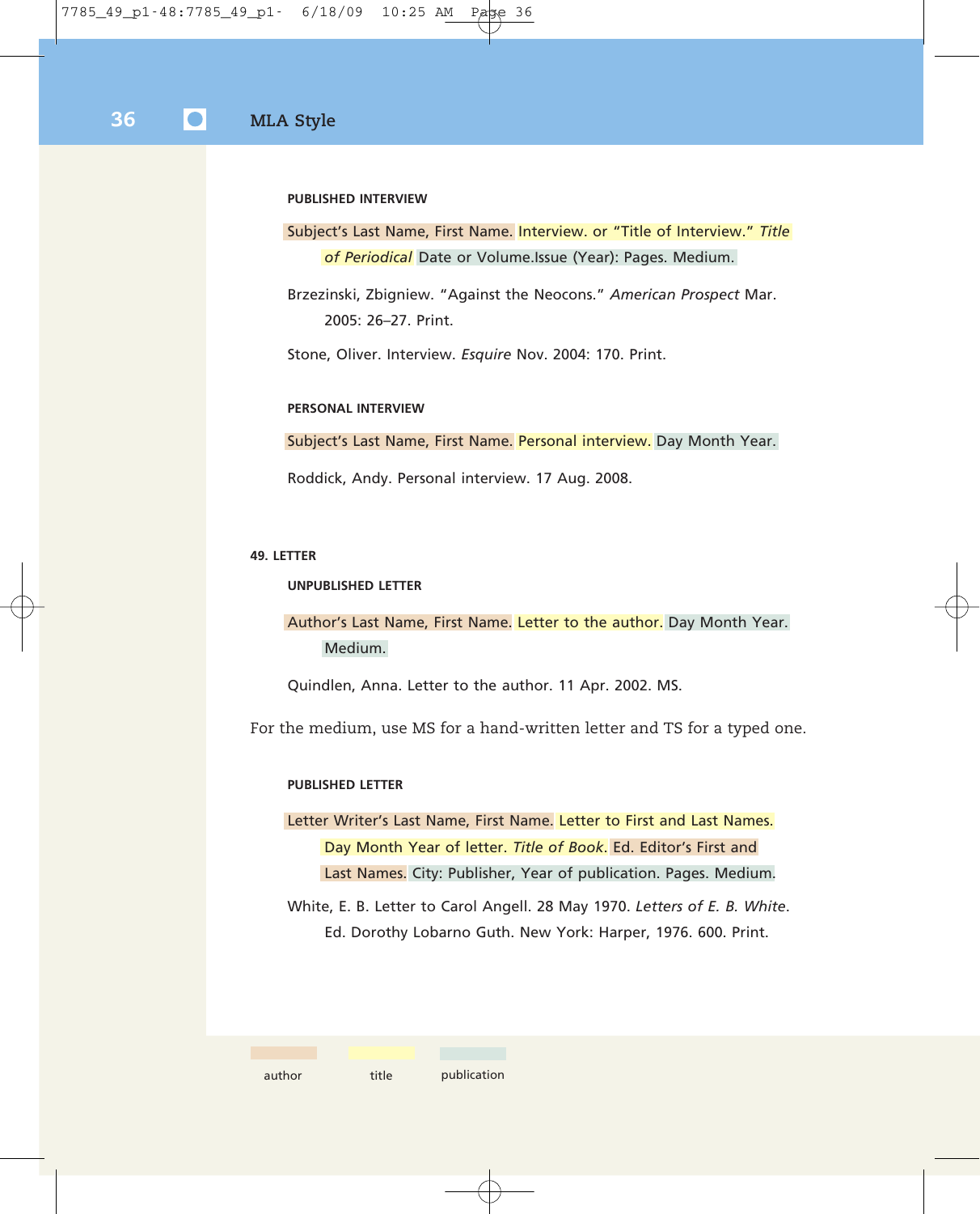#### PUBLISHED INTERVIEW

Subject's Last Name, First Name. Interview. or "Title of Interview." *Title of Periodical* Date or Volume.Issue (Year): Pages. Medium.

Brzezinski, Zbigniew. "Against the Neocons." *American Prospect* Mar. 2005: 26–27. Print.

Stone, Oliver. Interview. *Esquire* Nov. 2004: 170. Print.

#### PERSONAL INTERVIEW

Subject's Last Name, First Name. Personal interview. Day Month Year.

Roddick, Andy. Personal interview. 17 Aug. 2008.

### 49. LETTER

#### UNPUBLISHED LETTER

Author's Last Name, First Name. Letter to the author. Day Month Year. Medium.

Quindlen, Anna. Letter to the author. 11 Apr. 2002. MS.

For the medium, use MS for a hand-written letter and TS for a typed one.

#### PUBLISHED LETTER

Letter Writer's Last Name, First Name. Letter to First and Last Names. Day Month Year of letter. *Title of Book*. Ed. Editor's First and Last Names. City: Publisher, Year of publication. Pages. Medium.

White, E. B. Letter to Carol Angell. 28 May 1970. *Letters of E. B. White*. Ed. Dorothy Lobarno Guth. New York: Harper, 1976. 600. Print.

author | title | publication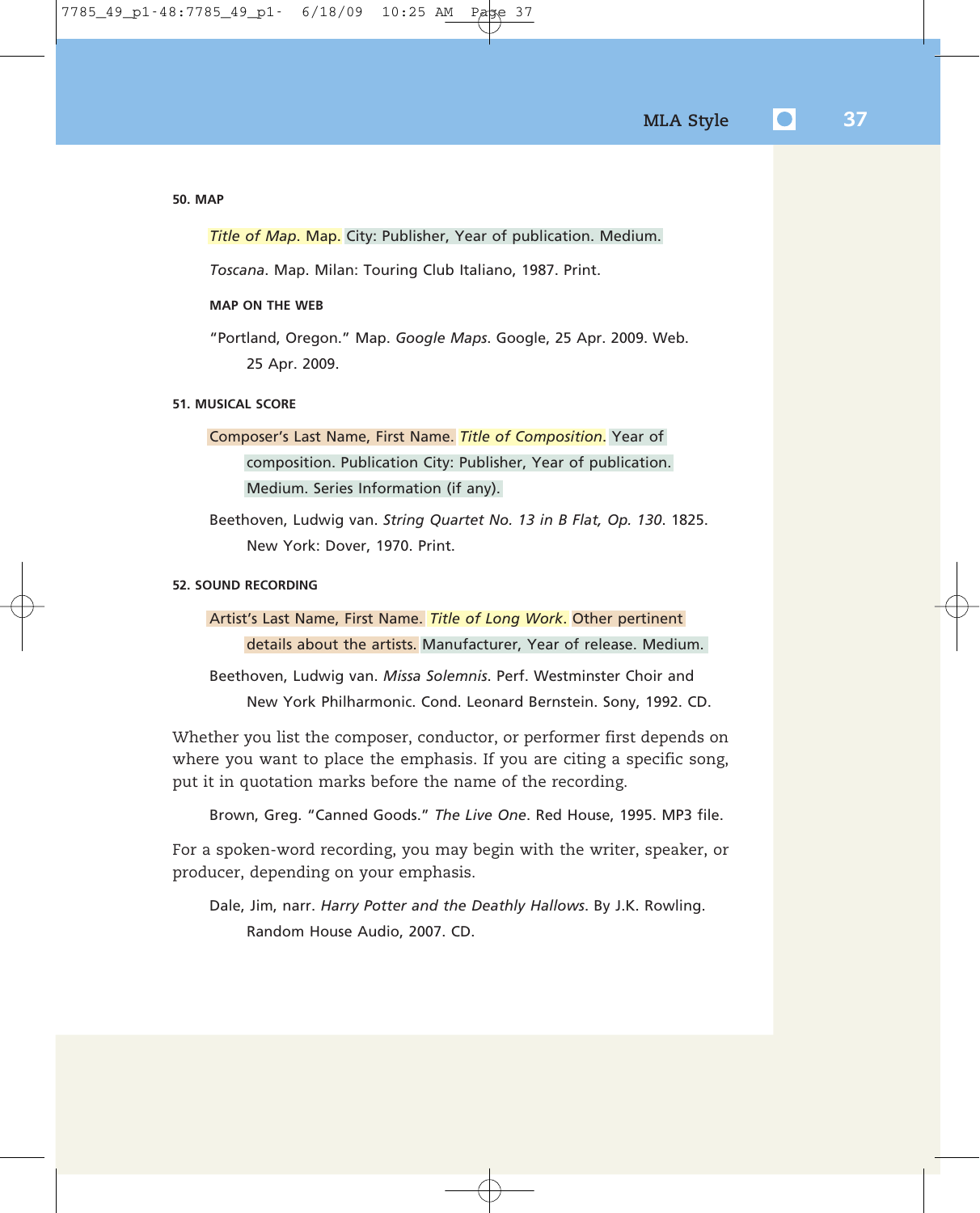#### 50. MAP

*Title of Map*. Map. City: Publisher, Year of publication. Medium.

*Toscana*. Map. Milan: Touring Club Italiano, 1987. Print.

##### MAP ON THE WEB

"Portland, Oregon." Map. *Google Maps*. Google, 25 Apr. 2009. Web. 25 Apr. 2009.

#### 51. MUSICAL SCORE

Composer's Last Name, First Name. *Title of Composition*. Year of composition. Publication City: Publisher, Year of publication. Medium. Series Information (if any).

Beethoven, Ludwig van. *String Quartet No. 13 in B Flat, Op. 130*. 1825. New York: Dover, 1970. Print.

#### 52. SOUND RECORDING

Artist's Last Name, First Name. *Title of Long Work*. Other pertinent details about the artists. Manufacturer, Year of release. Medium.

Beethoven, Ludwig van. *Missa Solemnis*. Perf. Westminster Choir and New York Philharmonic. Cond. Leonard Bernstein. Sony, 1992. CD.

Whether you list the composer, conductor, or performer first depends on where you want to place the emphasis. If you are citing a specific song, put it in quotation marks before the name of the recording.

Brown, Greg. "Canned Goods." *The Live One*. Red House, 1995. MP3 file.

For a spoken-word recording, you may begin with the writer, speaker, or producer, depending on your emphasis.

Dale, Jim, narr. *Harry Potter and the Deathly Hallows*. By J.K. Rowling. Random House Audio, 2007. CD.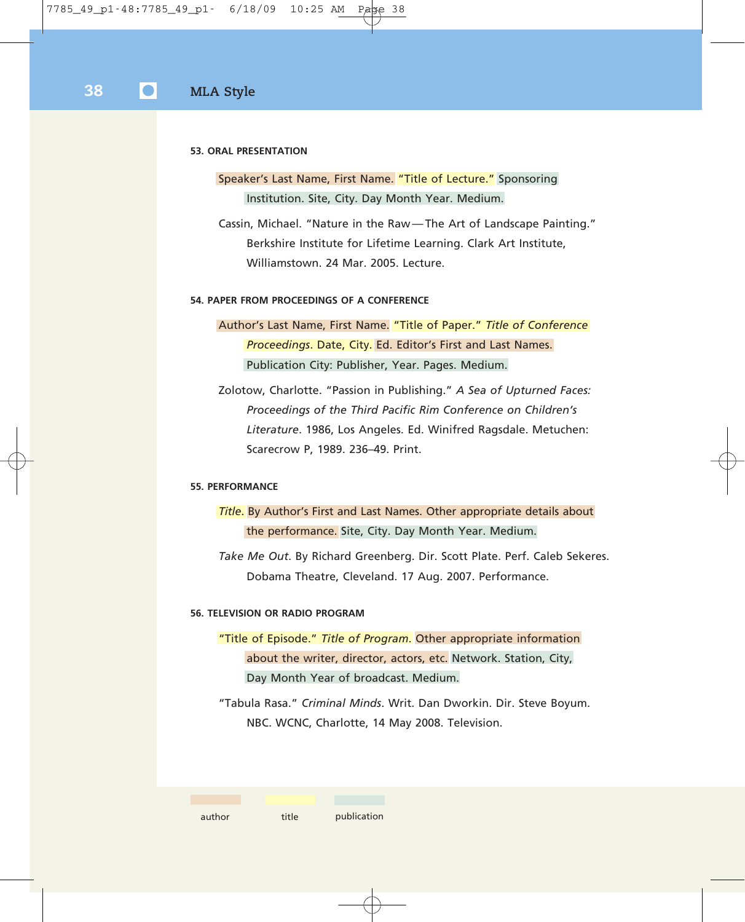#### 53. ORAL PRESENTATION

Speaker's Last Name, First Name. "Title of Lecture." Sponsoring Institution. Site, City. Day Month Year. Medium.

Cassin, Michael. "Nature in the Raw—The Art of Landscape Painting." Berkshire Institute for Lifetime Learning. Clark Art Institute, Williamstown. 24 Mar. 2005. Lecture.

#### 54. PAPER FROM PROCEEDINGS OF A CONFERENCE

Author's Last Name, First Name. "Title of Paper." *Title of Conference Proceedings*. Date, City. Ed. Editor's First and Last Names. Publication City: Publisher, Year. Pages. Medium.

Zolotow, Charlotte. "Passion in Publishing." *A Sea of Upturned Faces: Proceedings of the Third Pacific Rim Conference on Children's Literature*. 1986, Los Angeles. Ed. Winifred Ragsdale. Metuchen: Scarecrow P, 1989. 236–49. Print.

#### 55. PERFORMANCE

*Title*. By Author's First and Last Names. Other appropriate details about the performance. Site, City. Day Month Year. Medium.

*Take Me Out*. By Richard Greenberg. Dir. Scott Plate. Perf. Caleb Sekeres. Dobama Theatre, Cleveland. 17 Aug. 2007. Performance.

#### 56. TELEVISION OR RADIO PROGRAM

"Title of Episode." *Title of Program*. Other appropriate information about the writer, director, actors, etc. Network. Station, City, Day Month Year of broadcast. Medium.

"Tabula Rasa." *Criminal Minds*. Writ. Dan Dworkin. Dir. Steve Boyum. NBC. WCNC, Charlotte, 14 May 2008. Television.

author   title   publication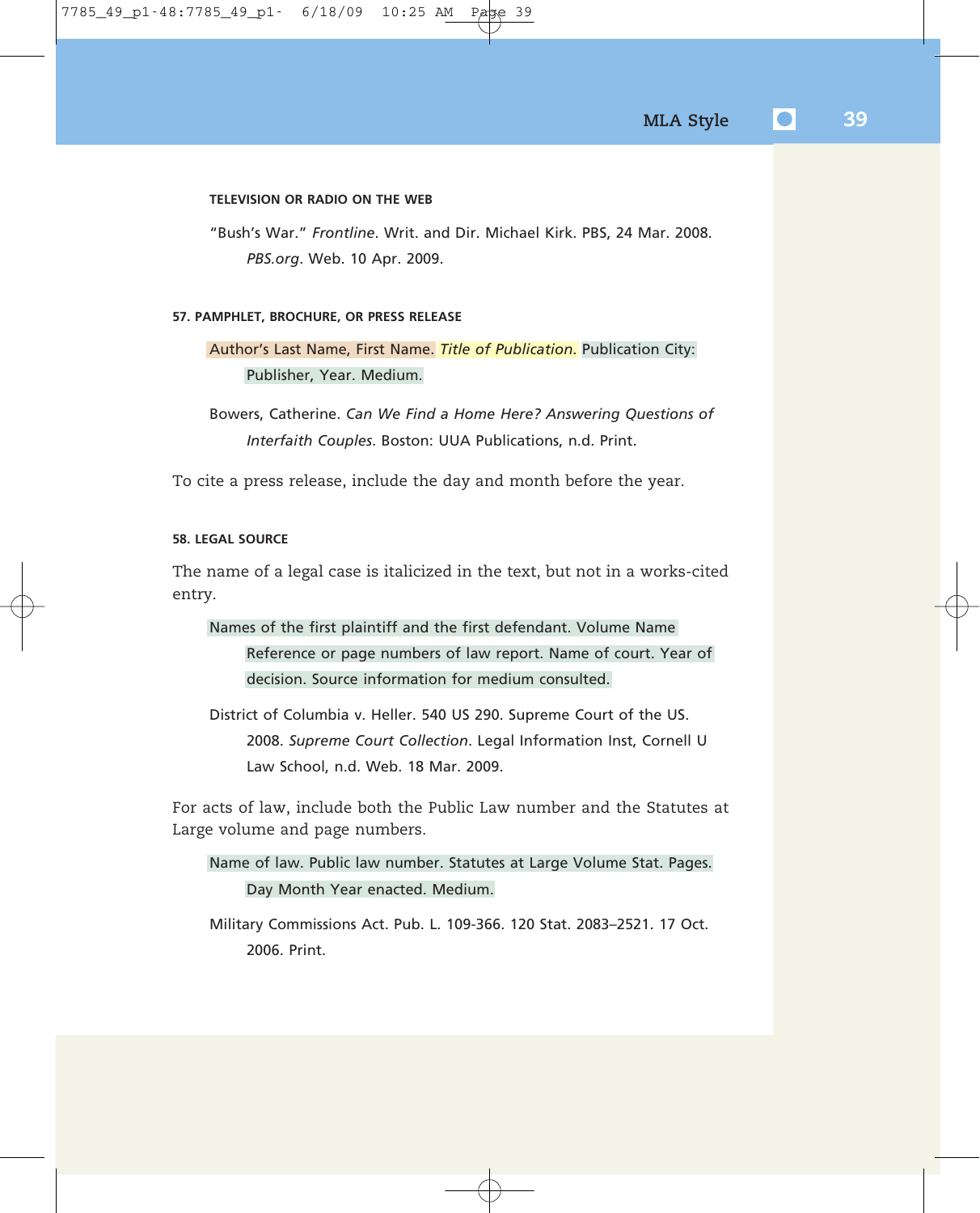#### TELEVISION OR RADIO ON THE WEB

"Bush's War." *Frontline*. Writ. and Dir. Michael Kirk. PBS, 24 Mar. 2008. *PBS.org*. Web. 10 Apr. 2009.

#### 57. PAMPHLET, BROCHURE, OR PRESS RELEASE

Author's Last Name, First Name. *Title of Publication*. Publication City: Publisher, Year. Medium.

Bowers, Catherine. *Can We Find a Home Here? Answering Questions of Interfaith Couples*. Boston: UUA Publications, n.d. Print.

To cite a press release, include the day and month before the year.

#### 58. LEGAL SOURCE

The name of a legal case is italicized in the text, but not in a works-cited entry.

Names of the first plaintiff and the first defendant. Volume Name Reference or page numbers of law report. Name of court. Year of decision. Source information for medium consulted.

District of Columbia v. Heller. 540 US 290. Supreme Court of the US. 2008. *Supreme Court Collection*. Legal Information Inst, Cornell U Law School, n.d. Web. 18 Mar. 2009.

For acts of law, include both the Public Law number and the Statutes at Large volume and page numbers.

Name of law. Public law number. Statutes at Large Volume Stat. Pages. Day Month Year enacted. Medium.

Military Commissions Act. Pub. L. 109-366. 120 Stat. 2083–2521. 17 Oct. 2006. Print.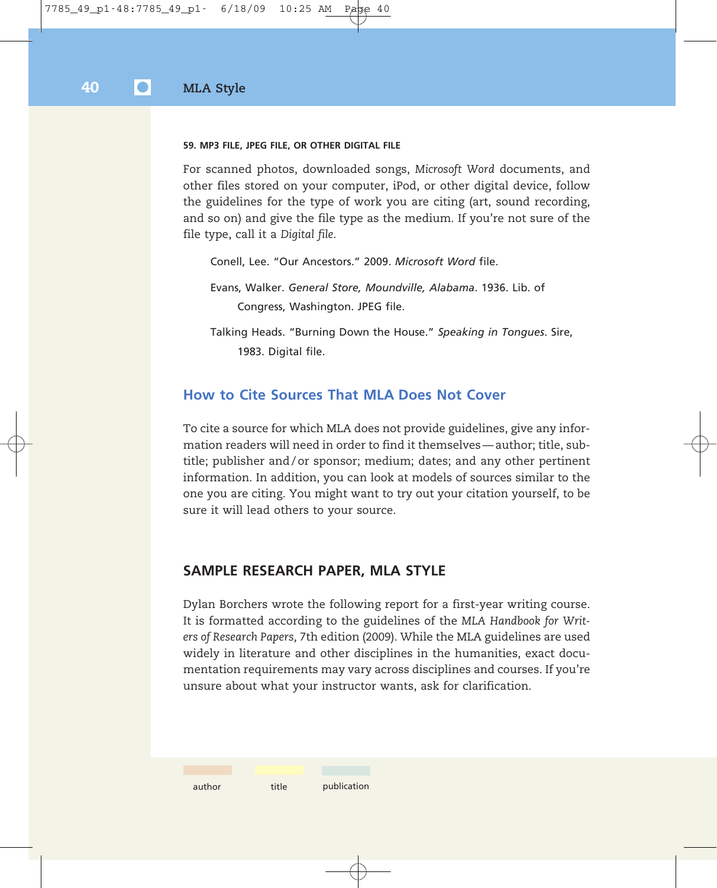#### 59. MP3 FILE, JPEG FILE, OR OTHER DIGITAL FILE

For scanned photos, downloaded songs, *Microsoft Word* documents, and other files stored on your computer, iPod, or other digital device, follow the guidelines for the type of work you are citing (art, sound recording, and so on) and give the file type as the medium. If you're not sure of the file type, call it a *Digital file*.

Conell, Lee. "Our Ancestors." 2009. *Microsoft Word* file.

Evans, Walker. *General Store, Moundville, Alabama*. 1936. Lib. of Congress, Washington. JPEG file.

Talking Heads. "Burning Down the House." *Speaking in Tongues*. Sire, 1983. Digital file.

## How to Cite Sources That MLA Does Not Cover

To cite a source for which MLA does not provide guidelines, give any information readers will need in order to find it themselves — author; title, subtitle; publisher and/or sponsor; medium; dates; and any other pertinent information. In addition, you can look at models of sources similar to the one you are citing. You might want to try out your citation yourself, to be sure it will lead others to your source.

## SAMPLE RESEARCH PAPER, MLA STYLE

Dylan Borchers wrote the following report for a first-year writing course. It is formatted according to the guidelines of the *MLA Handbook for Writers of Research Papers*, 7th edition (2009). While the MLA guidelines are used widely in literature and other disciplines in the humanities, exact documentation requirements may vary across disciplines and courses. If you're unsure about what your instructor wants, ask for clarification.

author title publication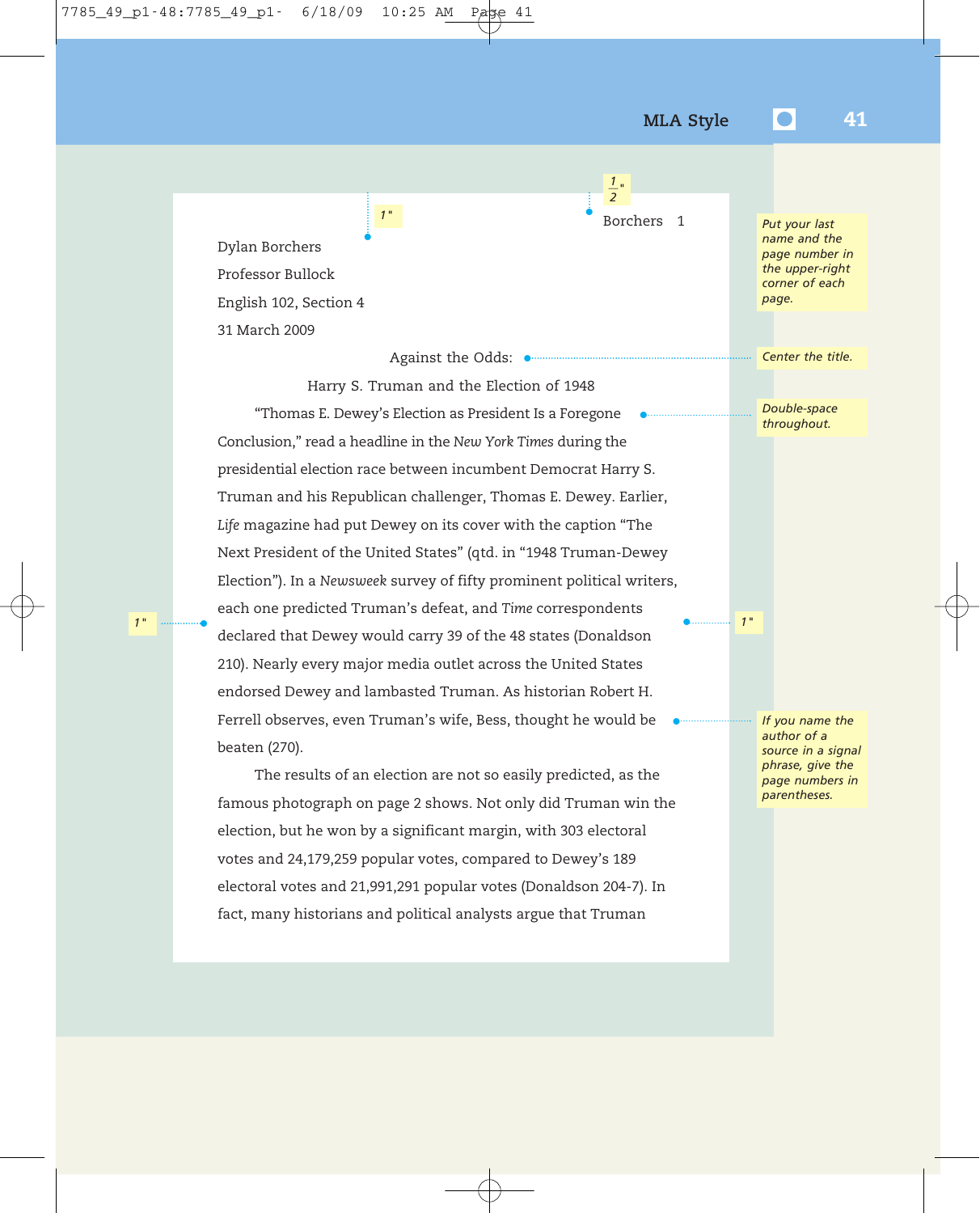Borchers 1

Dylan Borchers

Professor Bullock

English 102, Section 4

31 March 2009

Against the Odds:

Harry S. Truman and the Election of 1948

"Thomas E. Dewey's Election as President Is a Foregone Conclusion," read a headline in the *New York Times* during the presidential election race between incumbent Democrat Harry S. Truman and his Republican challenger, Thomas E. Dewey. Earlier, *Life* magazine had put Dewey on its cover with the caption "The Next President of the United States" (qtd. in "1948 Truman-Dewey Election"). In a *Newsweek* survey of fifty prominent political writers, each one predicted Truman's defeat, and *Time* correspondents declared that Dewey would carry 39 of the 48 states (Donaldson 210). Nearly every major media outlet across the United States endorsed Dewey and lambasted Truman. As historian Robert H. Ferrell observes, even Truman's wife, Bess, thought he would be beaten (270).

The results of an election are not so easily predicted, as the famous photograph on page 2 shows. Not only did Truman win the election, but he won by a significant margin, with 303 electoral votes and 24,179,259 popular votes, compared to Dewey's 189 electoral votes and 21,991,291 popular votes (Donaldson 204-7). In fact, many historians and political analysts argue that Truman

*Put your last name and the page number in the upper-right corner of each page.*

*Center the title.*

*Double-space throughout.*

*If you name the author of a source in a signal phrase, give the page numbers in parentheses.*

*1"*

*½"*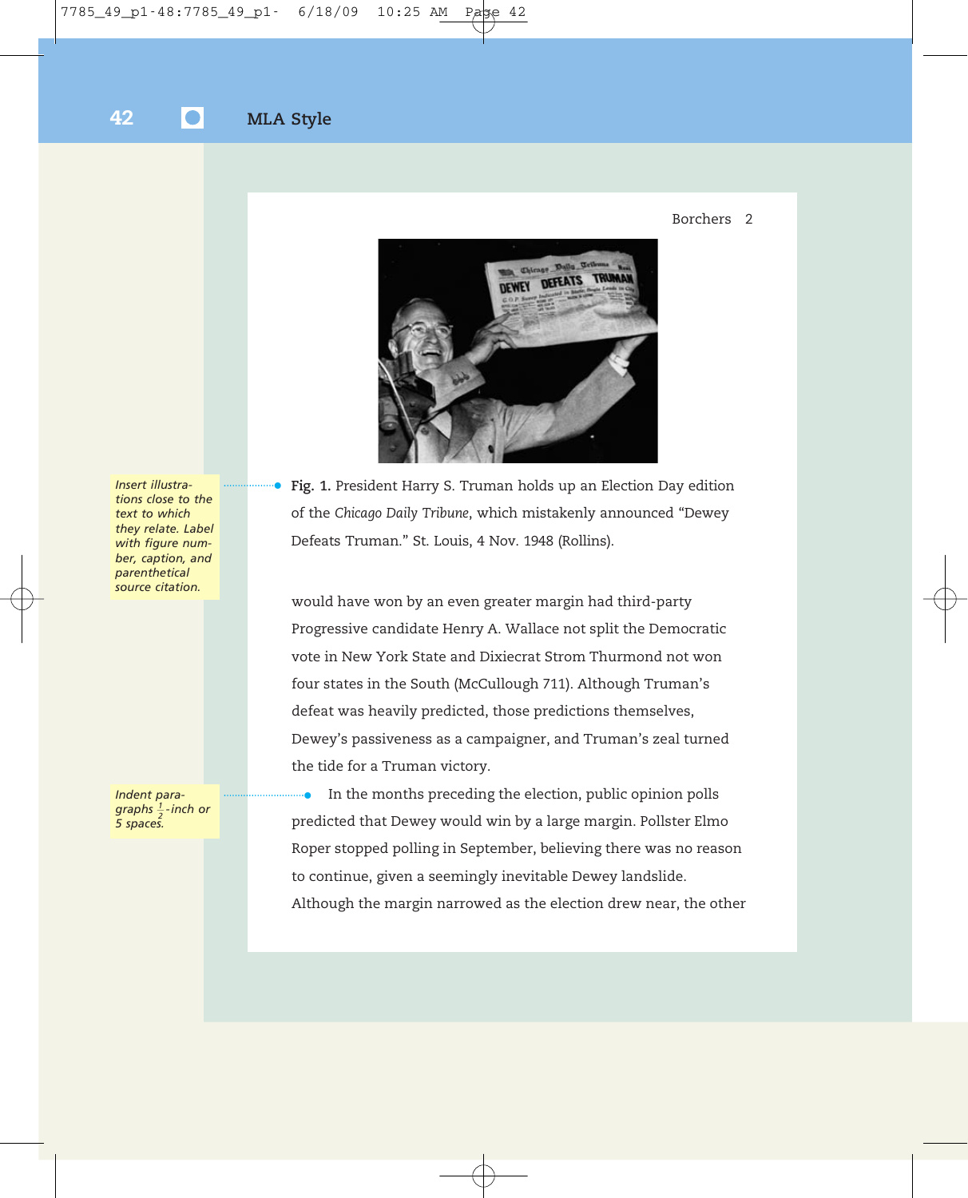Insert illustrations close to the text to which they relate. Label with figure number, caption, and parenthetical source citation.

**Fig. 1.** President Harry S. Truman holds up an Election Day edition of the *Chicago Daily Tribune*, which mistakenly announced “Dewey Defeats Truman.” St. Louis, 4 Nov. 1948 (Rollins).

would have won by an even greater margin had third-party Progressive candidate Henry A. Wallace not split the Democratic vote in New York State and Dixiecrat Strom Thurmond not won four states in the South (McCullough 711). Although Truman’s defeat was heavily predicted, those predictions themselves, Dewey’s passiveness as a campaigner, and Truman’s zeal turned the tide for a Truman victory.

Indent paragraphs ½-inch or 5 spaces.

In the months preceding the election, public opinion polls predicted that Dewey would win by a large margin. Pollster Elmo Roper stopped polling in September, believing there was no reason to continue, given a seemingly inevitable Dewey landslide. Although the margin narrowed as the election drew near, the other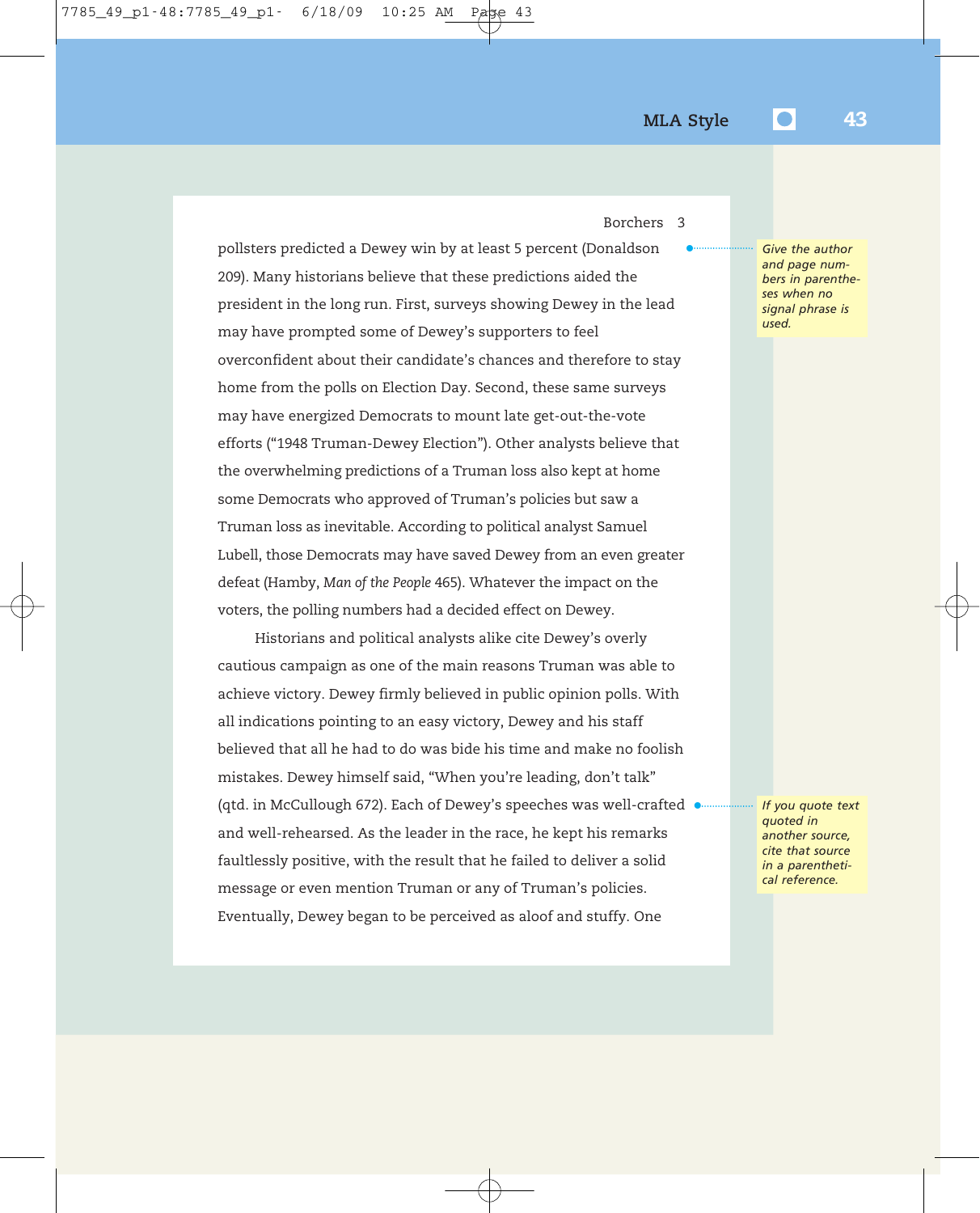pollsters predicted a Dewey win by at least 5 percent (Donaldson 209). Many historians believe that these predictions aided the president in the long run. First, surveys showing Dewey in the lead may have prompted some of Dewey's supporters to feel overconfident about their candidate's chances and therefore to stay home from the polls on Election Day. Second, these same surveys may have energized Democrats to mount late get-out-the-vote efforts ("1948 Truman-Dewey Election"). Other analysts believe that the overwhelming predictions of a Truman loss also kept at home some Democrats who approved of Truman's policies but saw a Truman loss as inevitable. According to political analyst Samuel Lubell, those Democrats may have saved Dewey from an even greater defeat (Hamby, *Man of the People* 465). Whatever the impact on the voters, the polling numbers had a decided effect on Dewey.

*Give the author and page numbers in parentheses when no signal phrase is used.*

Historians and political analysts alike cite Dewey's overly cautious campaign as one of the main reasons Truman was able to achieve victory. Dewey firmly believed in public opinion polls. With all indications pointing to an easy victory, Dewey and his staff believed that all he had to do was bide his time and make no foolish mistakes. Dewey himself said, "When you're leading, don't talk" (qtd. in McCullough 672). Each of Dewey's speeches was well-crafted and well-rehearsed. As the leader in the race, he kept his remarks faultlessly positive, with the result that he failed to deliver a solid message or even mention Truman or any of Truman's policies. Eventually, Dewey began to be perceived as aloof and stuffy. One

*If you quote text quoted in another source, cite that source in a parenthetical reference.*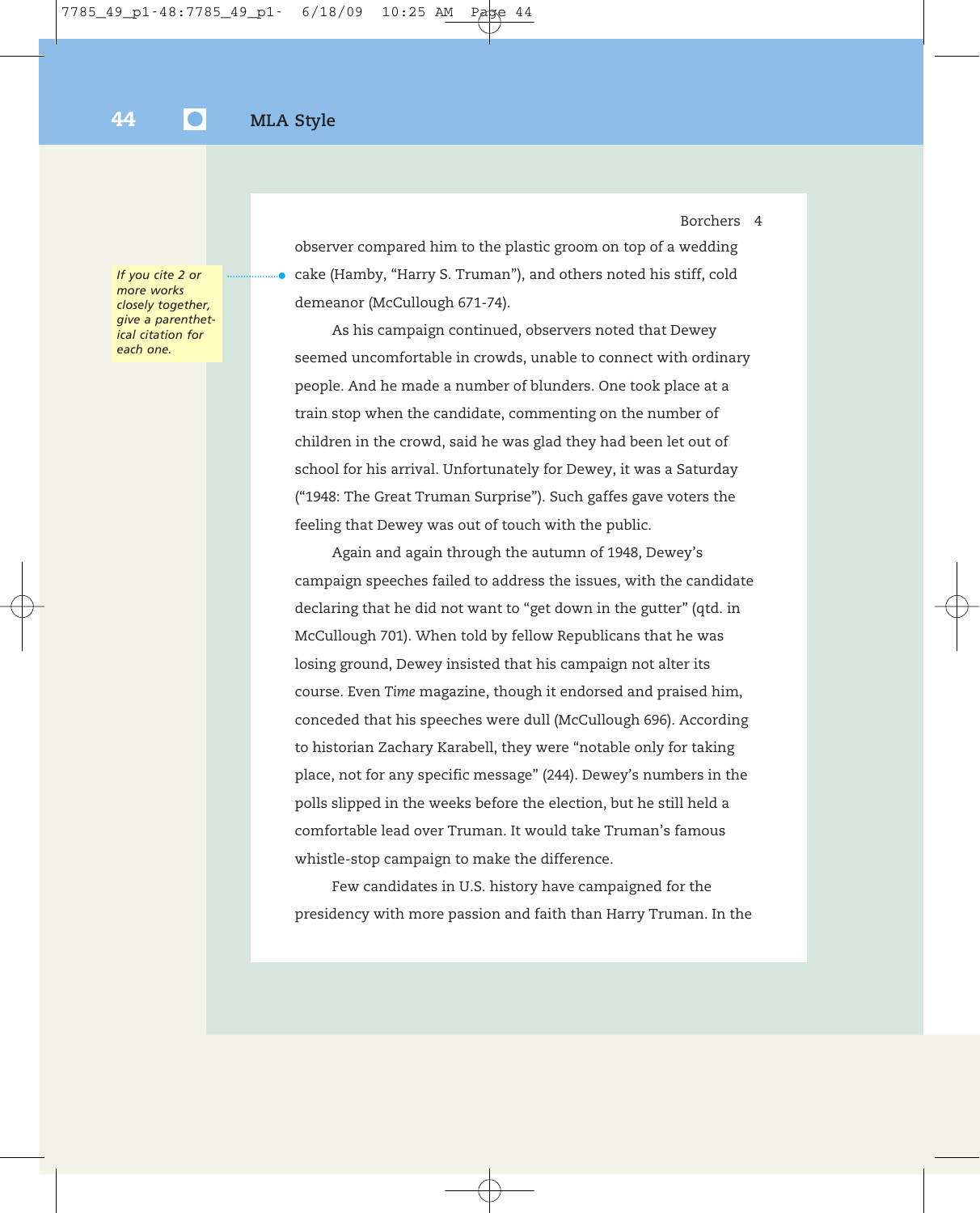observer compared him to the plastic groom on top of a wedding cake (Hamby, "Harry S. Truman"), and others noted his stiff, cold demeanor (McCullough 671-74).

*If you cite 2 or more works closely together, give a parenthetical citation for each one.*

As his campaign continued, observers noted that Dewey seemed uncomfortable in crowds, unable to connect with ordinary people. And he made a number of blunders. One took place at a train stop when the candidate, commenting on the number of children in the crowd, said he was glad they had been let out of school for his arrival. Unfortunately for Dewey, it was a Saturday ("1948: The Great Truman Surprise"). Such gaffes gave voters the feeling that Dewey was out of touch with the public.

Again and again through the autumn of 1948, Dewey's campaign speeches failed to address the issues, with the candidate declaring that he did not want to "get down in the gutter" (qtd. in McCullough 701). When told by fellow Republicans that he was losing ground, Dewey insisted that his campaign not alter its course. Even *Time* magazine, though it endorsed and praised him, conceded that his speeches were dull (McCullough 696). According to historian Zachary Karabell, they were "notable only for taking place, not for any specific message" (244). Dewey's numbers in the polls slipped in the weeks before the election, but he still held a comfortable lead over Truman. It would take Truman's famous whistle-stop campaign to make the difference.

Few candidates in U.S. history have campaigned for the presidency with more passion and faith than Harry Truman. In the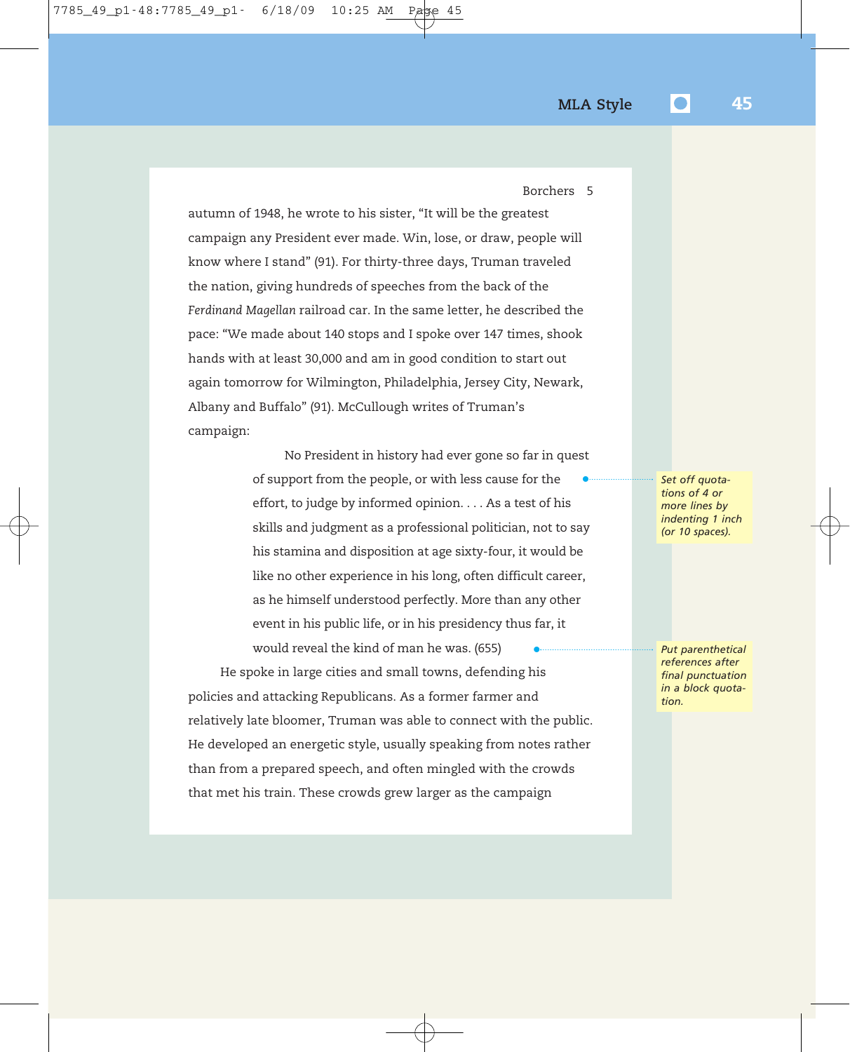autumn of 1948, he wrote to his sister, "It will be the greatest campaign any President ever made. Win, lose, or draw, people will know where I stand" (91). For thirty-three days, Truman traveled the nation, giving hundreds of speeches from the back of the *Ferdinand Magellan* railroad car. In the same letter, he described the pace: "We made about 140 stops and I spoke over 147 times, shook hands with at least 30,000 and am in good condition to start out again tomorrow for Wilmington, Philadelphia, Jersey City, Newark, Albany and Buffalo" (91). McCullough writes of Truman's campaign:

> No President in history had ever gone so far in quest of support from the people, or with less cause for the effort, to judge by informed opinion. . . . As a test of his skills and judgment as a professional politician, not to say his stamina and disposition at age sixty-four, it would be like no other experience in his long, often difficult career, as he himself understood perfectly. More than any other event in his public life, or in his presidency thus far, it would reveal the kind of man he was. (655)

*Set off quotations of 4 or more lines by indenting 1 inch (or 10 spaces).*

*Put parenthetical references after final punctuation in a block quotation.*

He spoke in large cities and small towns, defending his policies and attacking Republicans. As a former farmer and relatively late bloomer, Truman was able to connect with the public. He developed an energetic style, usually speaking from notes rather than from a prepared speech, and often mingled with the crowds that met his train. These crowds grew larger as the campaign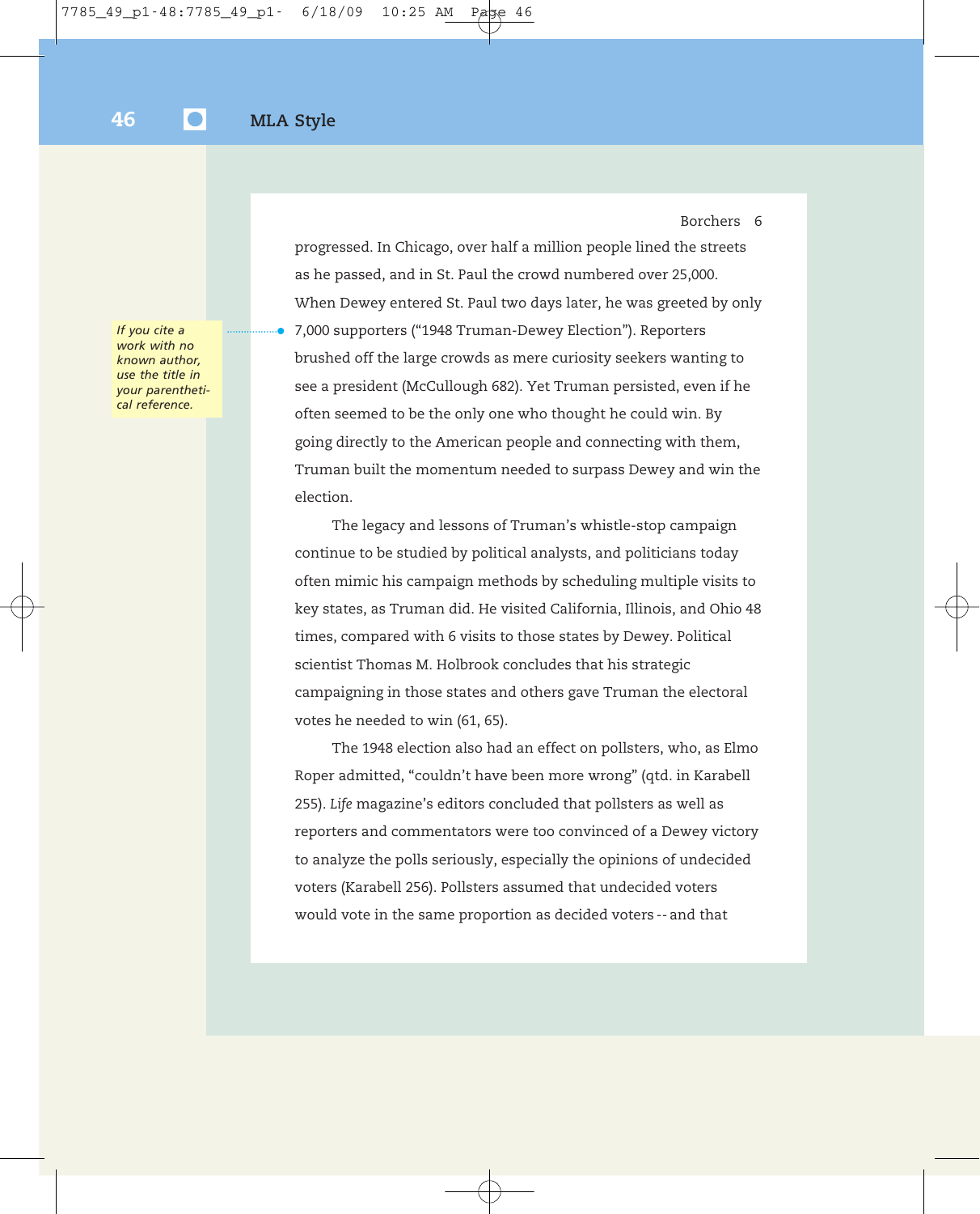If you cite a work with no known author, use the title in your parenthetical reference.

progressed. In Chicago, over half a million people lined the streets as he passed, and in St. Paul the crowd numbered over 25,000. When Dewey entered St. Paul two days later, he was greeted by only 7,000 supporters ("1948 Truman-Dewey Election"). Reporters brushed off the large crowds as mere curiosity seekers wanting to see a president (McCullough 682). Yet Truman persisted, even if he often seemed to be the only one who thought he could win. By going directly to the American people and connecting with them, Truman built the momentum needed to surpass Dewey and win the election.

The legacy and lessons of Truman's whistle-stop campaign continue to be studied by political analysts, and politicians today often mimic his campaign methods by scheduling multiple visits to key states, as Truman did. He visited California, Illinois, and Ohio 48 times, compared with 6 visits to those states by Dewey. Political scientist Thomas M. Holbrook concludes that his strategic campaigning in those states and others gave Truman the electoral votes he needed to win (61, 65).

The 1948 election also had an effect on pollsters, who, as Elmo Roper admitted, "couldn't have been more wrong" (qtd. in Karabell 255). *Life* magazine's editors concluded that pollsters as well as reporters and commentators were too convinced of a Dewey victory to analyze the polls seriously, especially the opinions of undecided voters (Karabell 256). Pollsters assumed that undecided voters would vote in the same proportion as decided voters -- and that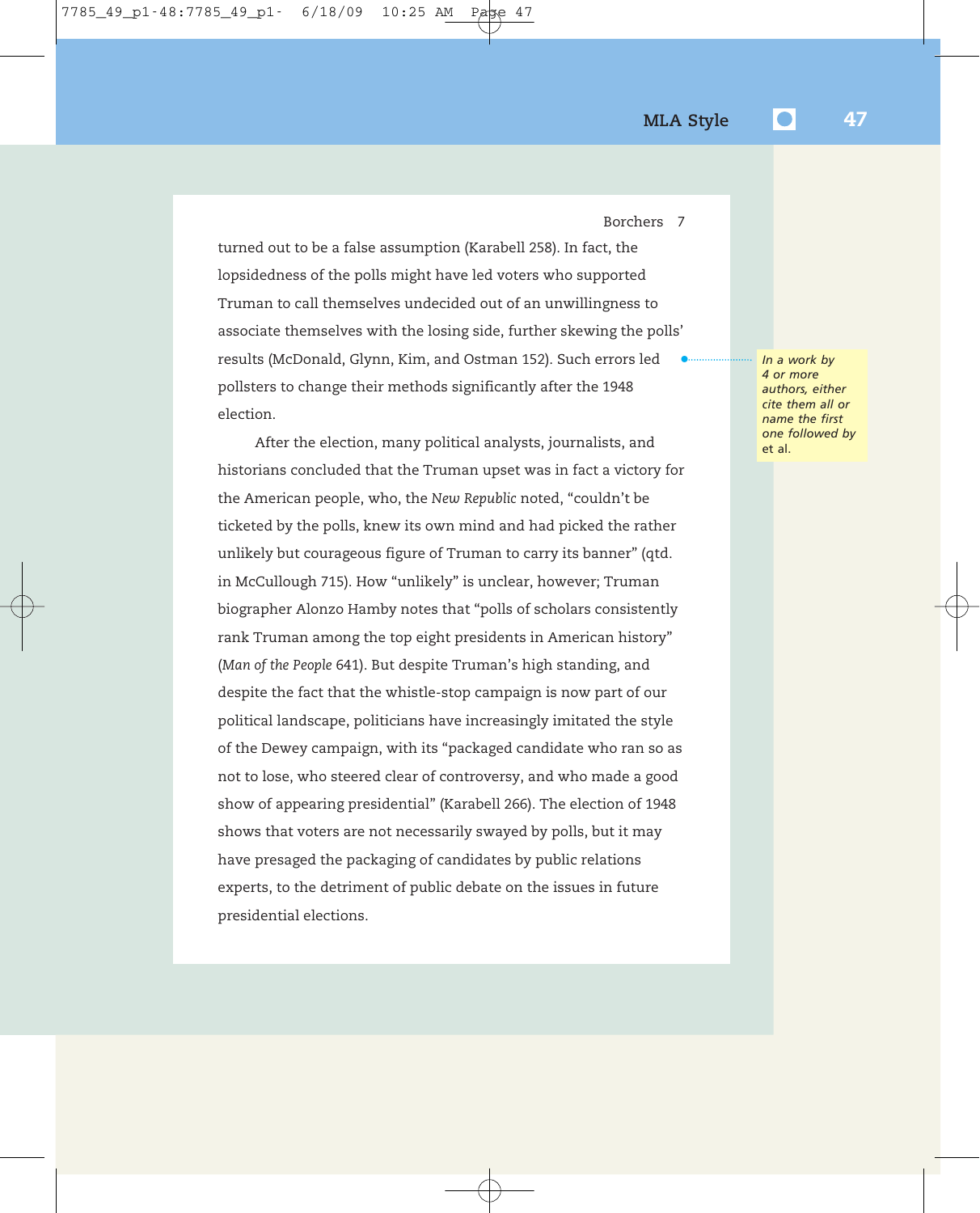turned out to be a false assumption (Karabell 258). In fact, the lopsidedness of the polls might have led voters who supported Truman to call themselves undecided out of an unwillingness to associate themselves with the losing side, further skewing the polls' results (McDonald, Glynn, Kim, and Ostman 152). Such errors led pollsters to change their methods significantly after the 1948 election.

*In a work by 4 or more authors, either cite them all or name the first one followed by* et al.

After the election, many political analysts, journalists, and historians concluded that the Truman upset was in fact a victory for the American people, who, the *New Republic* noted, "couldn't be ticketed by the polls, knew its own mind and had picked the rather unlikely but courageous figure of Truman to carry its banner" (qtd. in McCullough 715). How "unlikely" is unclear, however; Truman biographer Alonzo Hamby notes that "polls of scholars consistently rank Truman among the top eight presidents in American history" (*Man of the People* 641). But despite Truman's high standing, and despite the fact that the whistle-stop campaign is now part of our political landscape, politicians have increasingly imitated the style of the Dewey campaign, with its "packaged candidate who ran so as not to lose, who steered clear of controversy, and who made a good show of appearing presidential" (Karabell 266). The election of 1948 shows that voters are not necessarily swayed by polls, but it may have presaged the packaging of candidates by public relations experts, to the detriment of public debate on the issues in future presidential elections.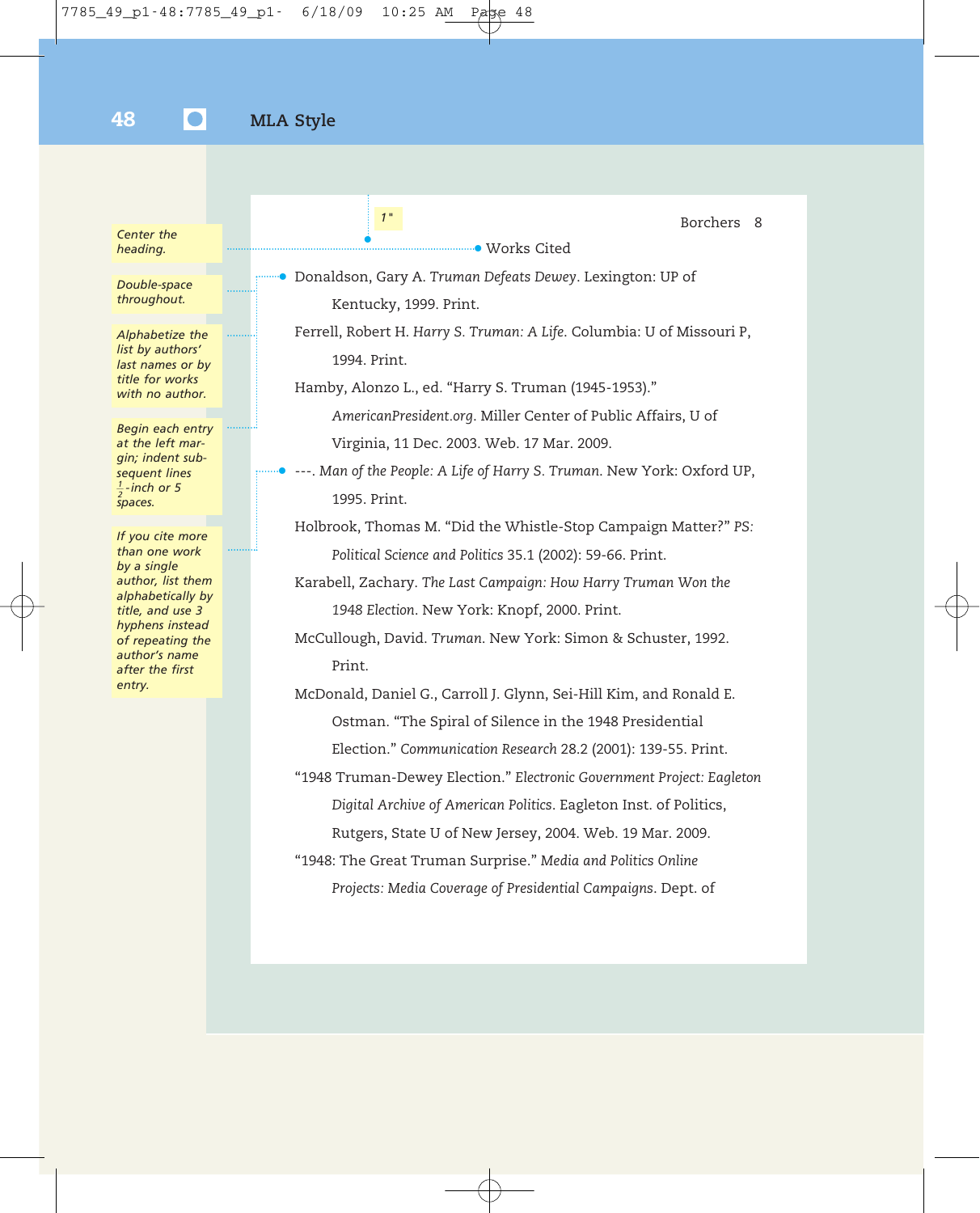Center the heading.

Double-space throughout.

Alphabetize the list by authors' last names or by title for works with no author.

Begin each entry at the left margin; indent subsequent lines ½-inch or 5 spaces.

If you cite more than one work by a single author, list them alphabetically by title, and use 3 hyphens instead of repeating the author's name after the first entry.

1"

Works Cited

Donaldson, Gary A. *Truman Defeats Dewey*. Lexington: UP of Kentucky, 1999. Print.

Ferrell, Robert H. *Harry S. Truman: A Life*. Columbia: U of Missouri P, 1994. Print.

Hamby, Alonzo L., ed. "Harry S. Truman (1945-1953)." *AmericanPresident.org*. Miller Center of Public Affairs, U of Virginia, 11 Dec. 2003. Web. 17 Mar. 2009.

---. *Man of the People: A Life of Harry S. Truman*. New York: Oxford UP, 1995. Print.

Holbrook, Thomas M. "Did the Whistle-Stop Campaign Matter?" *PS: Political Science and Politics* 35.1 (2002): 59-66. Print.

Karabell, Zachary. *The Last Campaign: How Harry Truman Won the 1948 Election*. New York: Knopf, 2000. Print.

McCullough, David. *Truman*. New York: Simon & Schuster, 1992. Print.

McDonald, Daniel G., Carroll J. Glynn, Sei-Hill Kim, and Ronald E. Ostman. "The Spiral of Silence in the 1948 Presidential Election." *Communication Research* 28.2 (2001): 139-55. Print.

"1948 Truman-Dewey Election." *Electronic Government Project: Eagleton Digital Archive of American Politics*. Eagleton Inst. of Politics, Rutgers, State U of New Jersey, 2004. Web. 19 Mar. 2009.

"1948: The Great Truman Surprise." *Media and Politics Online Projects: Media Coverage of Presidential Campaigns*. Dept. of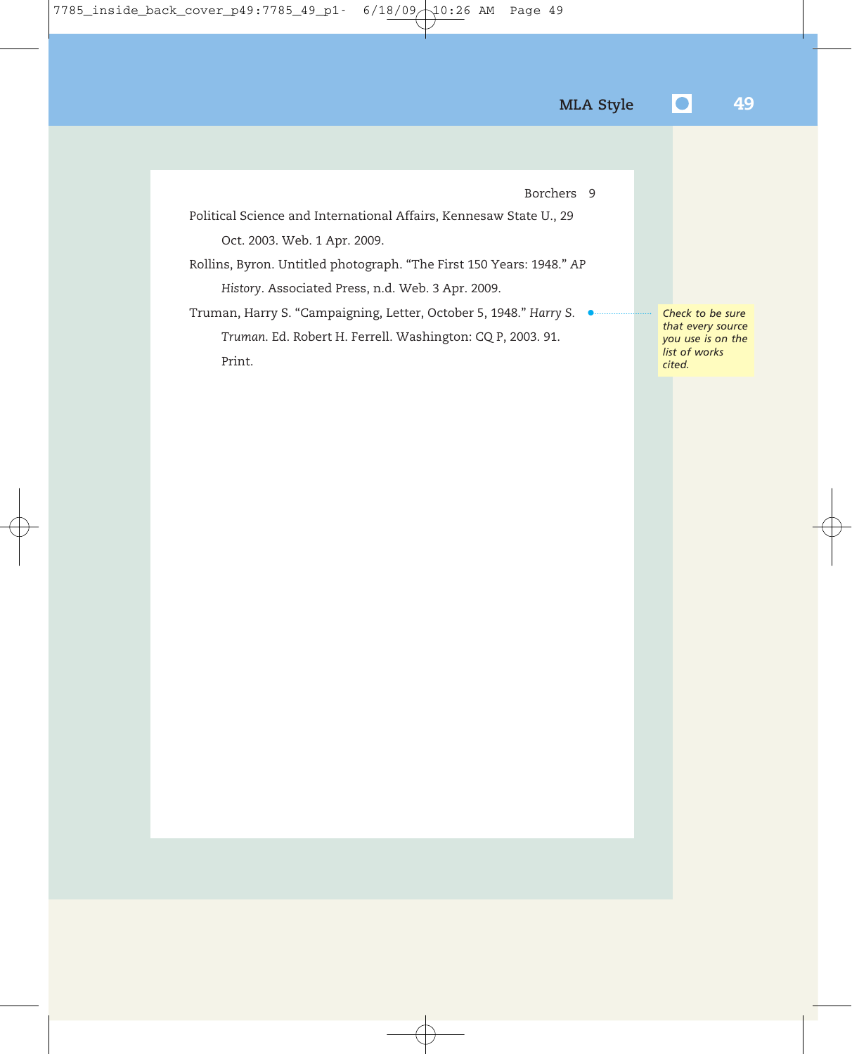Political Science and International Affairs, Kennesaw State U., 29 Oct. 2003. Web. 1 Apr. 2009.

Rollins, Byron. Untitled photograph. "The First 150 Years: 1948." *AP History*. Associated Press, n.d. Web. 3 Apr. 2009.

Truman, Harry S. "Campaigning, Letter, October 5, 1948." *Harry S. Truman.* Ed. Robert H. Ferrell. Washington: CQ P, 2003. 91. Print.

*Check to be sure that every source you use is on the list of works cited.*